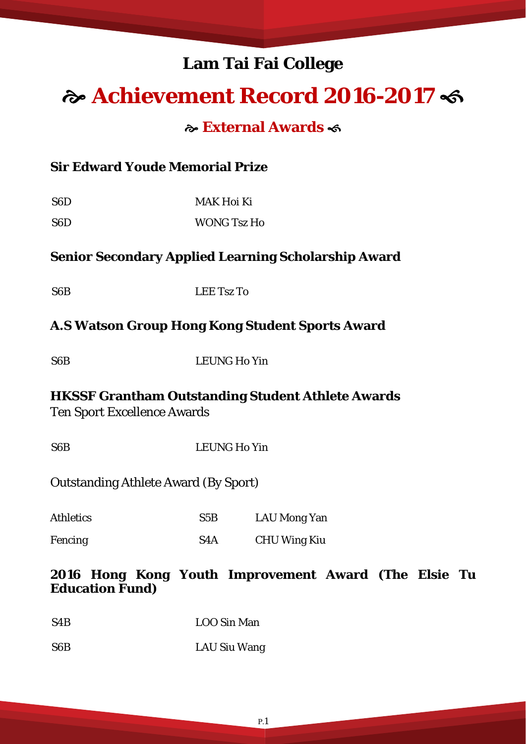# Lam Tai Fai College

# ☙ Achievement Record 2016-2017 ❧

## ☙ External Awards ❧

### Sir Edward Youde Memorial Prize

| | |
|---|---|
| S6D | MAK Hoi Ki |
| S6D | WONG Tsz Ho |

### Senior Secondary Applied Learning Scholarship Award

| | |
|---|---|
| S6B | LEE Tsz To |

### A.S Watson Group Hong Kong Student Sports Award

| | |
|---|---|
| S6B | LEUNG Ho Yin |

### HKSSF Grantham Outstanding Student Athlete Awards

Ten Sport Excellence Awards

| | |
|---|---|
| S6B | LEUNG Ho Yin |

Outstanding Athlete Award (By Sport)

| | | |
|---|---|---|
| Athletics | S5B | LAU Mong Yan |
| Fencing | S4A | CHU Wing Kiu |

### 2016 Hong Kong Youth Improvement Award (The Elsie Tu Education Fund)

| | |
|---|---|
| S4B | LOO Sin Man |
| S6B | LAU Siu Wang |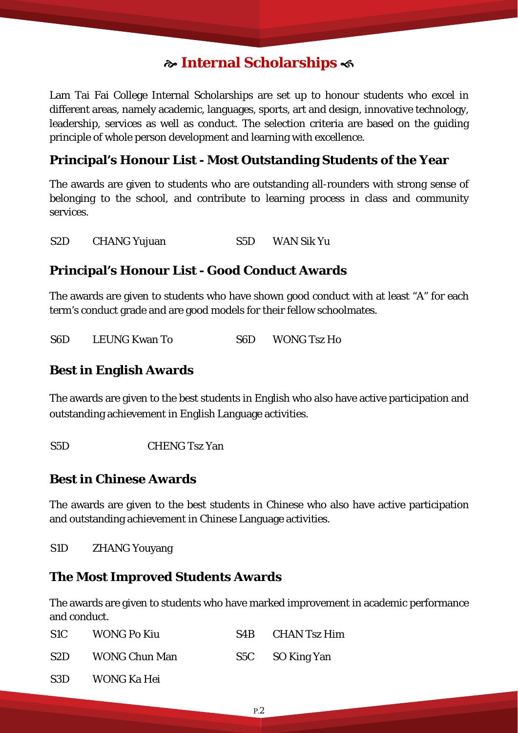# ☙ Internal Scholarships ❧

Lam Tai Fai College Internal Scholarships are set up to honour students who excel in different areas, namely academic, languages, sports, art and design, innovative technology, leadership, services as well as conduct. The selection criteria are based on the guiding principle of whole person development and learning with excellence.

## Principal's Honour List - Most Outstanding Students of the Year

The awards are given to students who are outstanding all-rounders with strong sense of belonging to the school, and contribute to learning process in class and community services.

| | | | |
|---|---|---|---|
| S2D | CHANG Yujuan | S5D | WAN Sik Yu |

## Principal's Honour List - Good Conduct Awards

The awards are given to students who have shown good conduct with at least "A" for each term's conduct grade and are good models for their fellow schoolmates.

| | | | |
|---|---|---|---|
| S6D | LEUNG Kwan To | S6D | WONG Tsz Ho |

## Best in English Awards

The awards are given to the best students in English who also have active participation and outstanding achievement in English Language activities.

| | |
|---|---|
| S5D | CHENG Tsz Yan |

## Best in Chinese Awards

The awards are given to the best students in Chinese who also have active participation and outstanding achievement in Chinese Language activities.

| | |
|---|---|
| S1D | ZHANG Youyang |

## The Most Improved Students Awards

The awards are given to students who have marked improvement in academic performance and conduct.

| | | | |
|---|---|---|---|
| S1C | WONG Po Kiu | S4B | CHAN Tsz Him |
| S2D | WONG Chun Man | S5C | SO King Yan |
| S3D | WONG Ka Hei | | |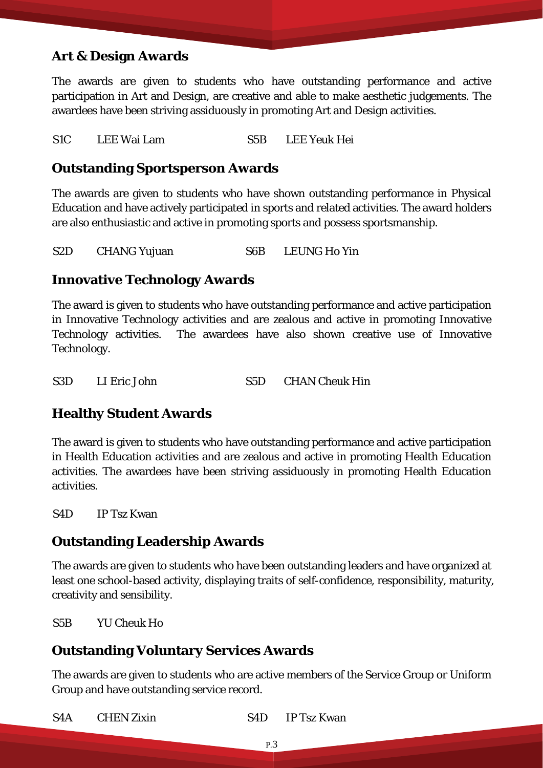## Art & Design Awards

The awards are given to students who have outstanding performance and active participation in Art and Design, are creative and able to make aesthetic judgements. The awardees have been striving assiduously in promoting Art and Design activities.

S1C LEE Wai Lam S5B LEE Yeuk Hei

## Outstanding Sportsperson Awards

The awards are given to students who have shown outstanding performance in Physical Education and have actively participated in sports and related activities. The award holders are also enthusiastic and active in promoting sports and possess sportsmanship.

S2D CHANG Yujuan S6B LEUNG Ho Yin

## Innovative Technology Awards

The award is given to students who have outstanding performance and active participation in Innovative Technology activities and are zealous and active in promoting Innovative Technology activities. The awardees have also shown creative use of Innovative Technology.

S3D LI Eric John S5D CHAN Cheuk Hin

## Healthy Student Awards

The award is given to students who have outstanding performance and active participation in Health Education activities and are zealous and active in promoting Health Education activities. The awardees have been striving assiduously in promoting Health Education activities.

S4D IP Tsz Kwan

## Outstanding Leadership Awards

The awards are given to students who have been outstanding leaders and have organized at least one school-based activity, displaying traits of self-confidence, responsibility, maturity, creativity and sensibility.

S5B YU Cheuk Ho

## Outstanding Voluntary Services Awards

The awards are given to students who are active members of the Service Group or Uniform Group and have outstanding service record.

S4A CHEN Zixin S4D IP Tsz Kwan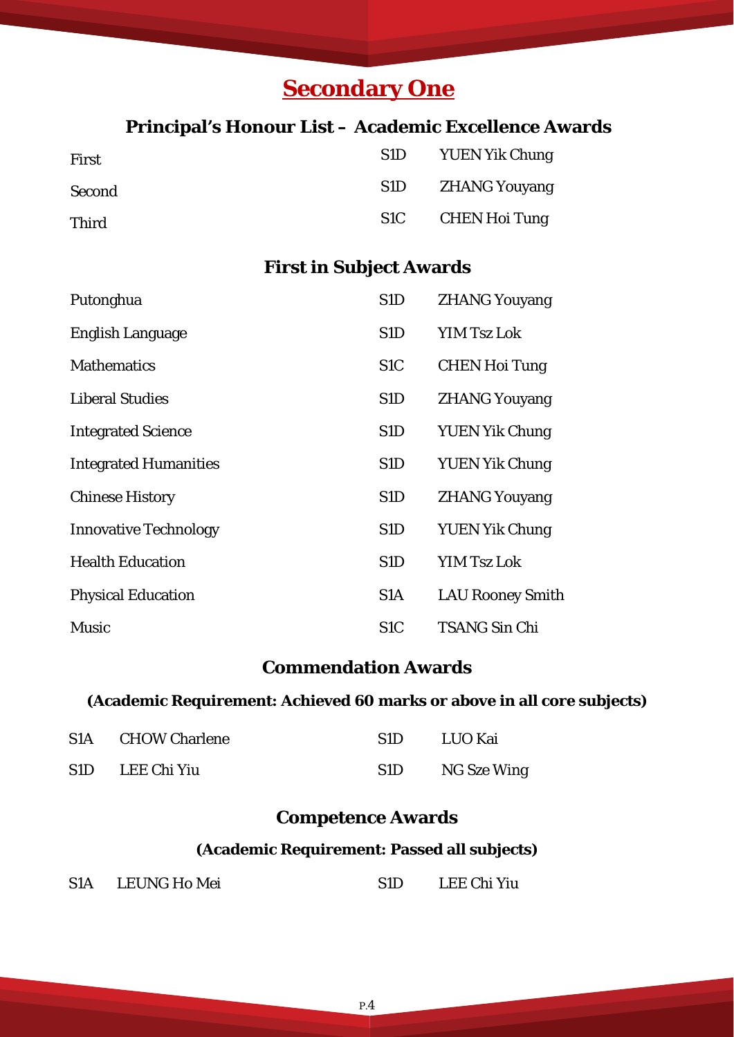# Secondary One

## Principal's Honour List – Academic Excellence Awards

| | | |
|---|---|---|
| First | S1D | YUEN Yik Chung |
| Second | S1D | ZHANG Youyang |
| Third | S1C | CHEN Hoi Tung |

## First in Subject Awards

| | | |
|---|---|---|
| Putonghua | S1D | ZHANG Youyang |
| English Language | S1D | YIM Tsz Lok |
| Mathematics | S1C | CHEN Hoi Tung |
| Liberal Studies | S1D | ZHANG Youyang |
| Integrated Science | S1D | YUEN Yik Chung |
| Integrated Humanities | S1D | YUEN Yik Chung |
| Chinese History | S1D | ZHANG Youyang |
| Innovative Technology | S1D | YUEN Yik Chung |
| Health Education | S1D | YIM Tsz Lok |
| Physical Education | S1A | LAU Rooney Smith |
| Music | S1C | TSANG Sin Chi |

## Commendation Awards

**(Academic Requirement: Achieved 60 marks or above in all core subjects)**

| | | | |
|---|---|---|---|
| S1A | CHOW Charlene | S1D | LUO Kai |
| S1D | LEE Chi Yiu | S1D | NG Sze Wing |

## Competence Awards

**(Academic Requirement: Passed all subjects)**

| | | | |
|---|---|---|---|
| S1A | LEUNG Ho Mei | S1D | LEE Chi Yiu |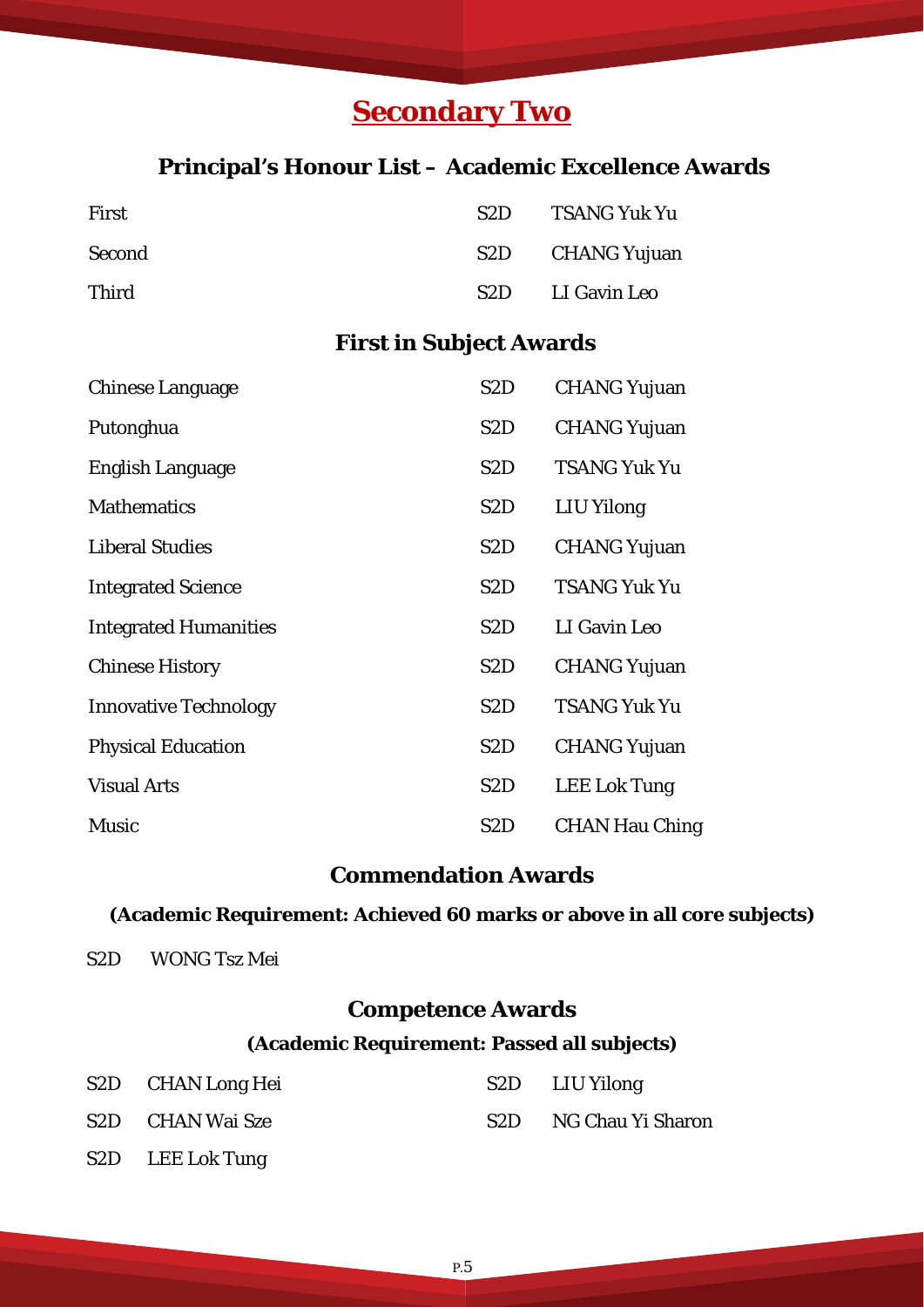# Secondary Two

## Principal's Honour List – Academic Excellence Awards

| | | |
|---|---|---|
| First | S2D | TSANG Yuk Yu |
| Second | S2D | CHANG Yujuan |
| Third | S2D | LI Gavin Leo |

## First in Subject Awards

| | | |
|---|---|---|
| Chinese Language | S2D | CHANG Yujuan |
| Putonghua | S2D | CHANG Yujuan |
| English Language | S2D | TSANG Yuk Yu |
| Mathematics | S2D | LIU Yilong |
| Liberal Studies | S2D | CHANG Yujuan |
| Integrated Science | S2D | TSANG Yuk Yu |
| Integrated Humanities | S2D | LI Gavin Leo |
| Chinese History | S2D | CHANG Yujuan |
| Innovative Technology | S2D | TSANG Yuk Yu |
| Physical Education | S2D | CHANG Yujuan |
| Visual Arts | S2D | LEE Lok Tung |
| Music | S2D | CHAN Hau Ching |

## Commendation Awards

**(Academic Requirement: Achieved 60 marks or above in all core subjects)**

S2D WONG Tsz Mei

## Competence Awards

**(Academic Requirement: Passed all subjects)**

S2D CHAN Long Hei

S2D CHAN Wai Sze

S2D LEE Lok Tung

S2D LIU Yilong

S2D NG Chau Yi Sharon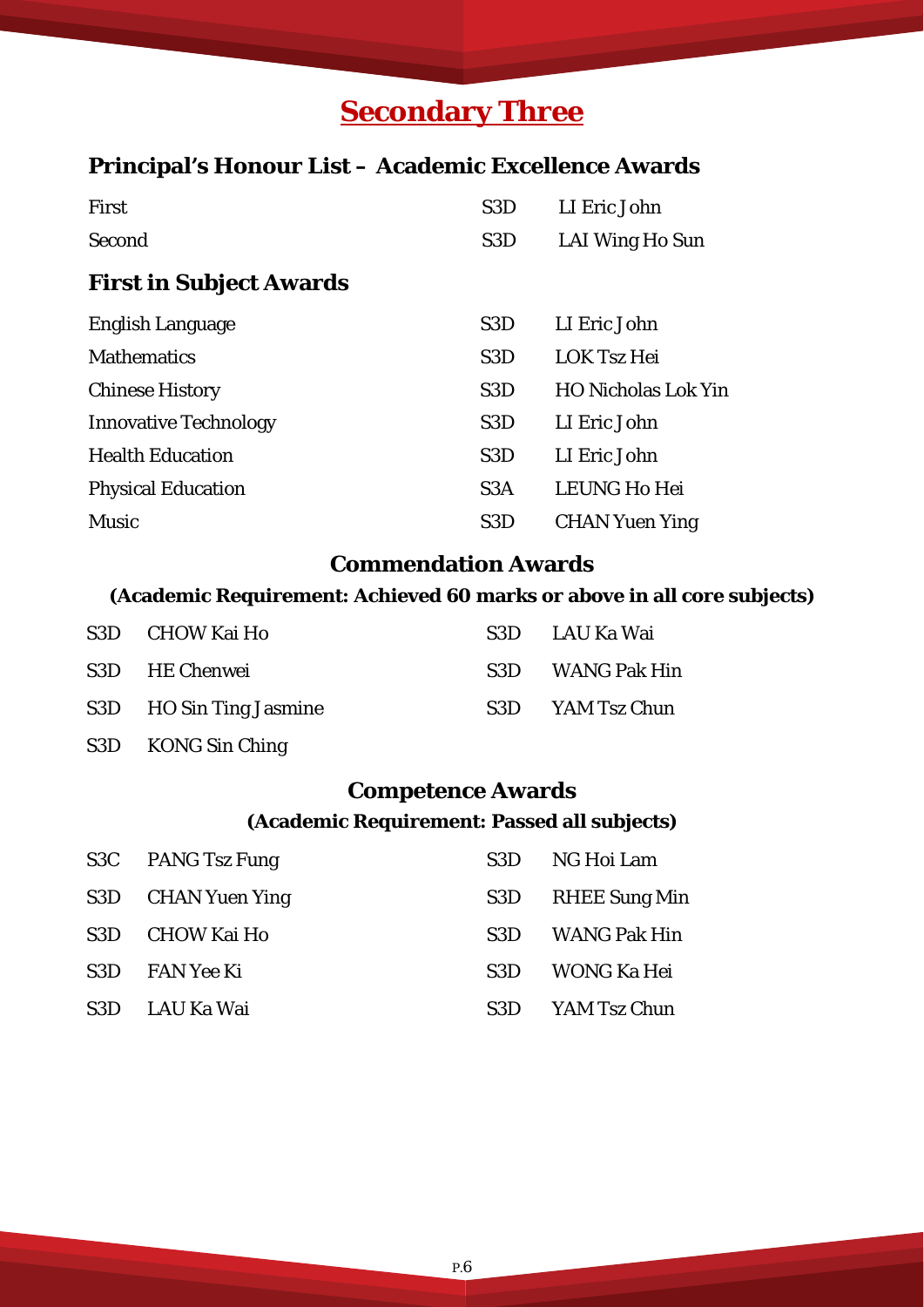# Secondary Three

## Principal's Honour List – Academic Excellence Awards

| | | |
|---|---|---|
| First | S3D | LI Eric John |
| Second | S3D | LAI Wing Ho Sun |

## First in Subject Awards

| | | |
|---|---|---|
| English Language | S3D | LI Eric John |
| Mathematics | S3D | LOK Tsz Hei |
| Chinese History | S3D | HO Nicholas Lok Yin |
| Innovative Technology | S3D | LI Eric John |
| Health Education | S3D | LI Eric John |
| Physical Education | S3A | LEUNG Ho Hei |
| Music | S3D | CHAN Yuen Ying |

## Commendation Awards

**(Academic Requirement: Achieved 60 marks or above in all core subjects)**

- S3D CHOW Kai Ho
- S3D HE Chenwei
- S3D HO Sin Ting Jasmine
- S3D KONG Sin Ching
- S3D LAU Ka Wai
- S3D WANG Pak Hin
- S3D YAM Tsz Chun

## Competence Awards

**(Academic Requirement: Passed all subjects)**

- S3C PANG Tsz Fung
- S3D CHAN Yuen Ying
- S3D CHOW Kai Ho
- S3D FAN Yee Ki
- S3D LAU Ka Wai
- S3D NG Hoi Lam
- S3D RHEE Sung Min
- S3D WANG Pak Hin
- S3D WONG Ka Hei
- S3D YAM Tsz Chun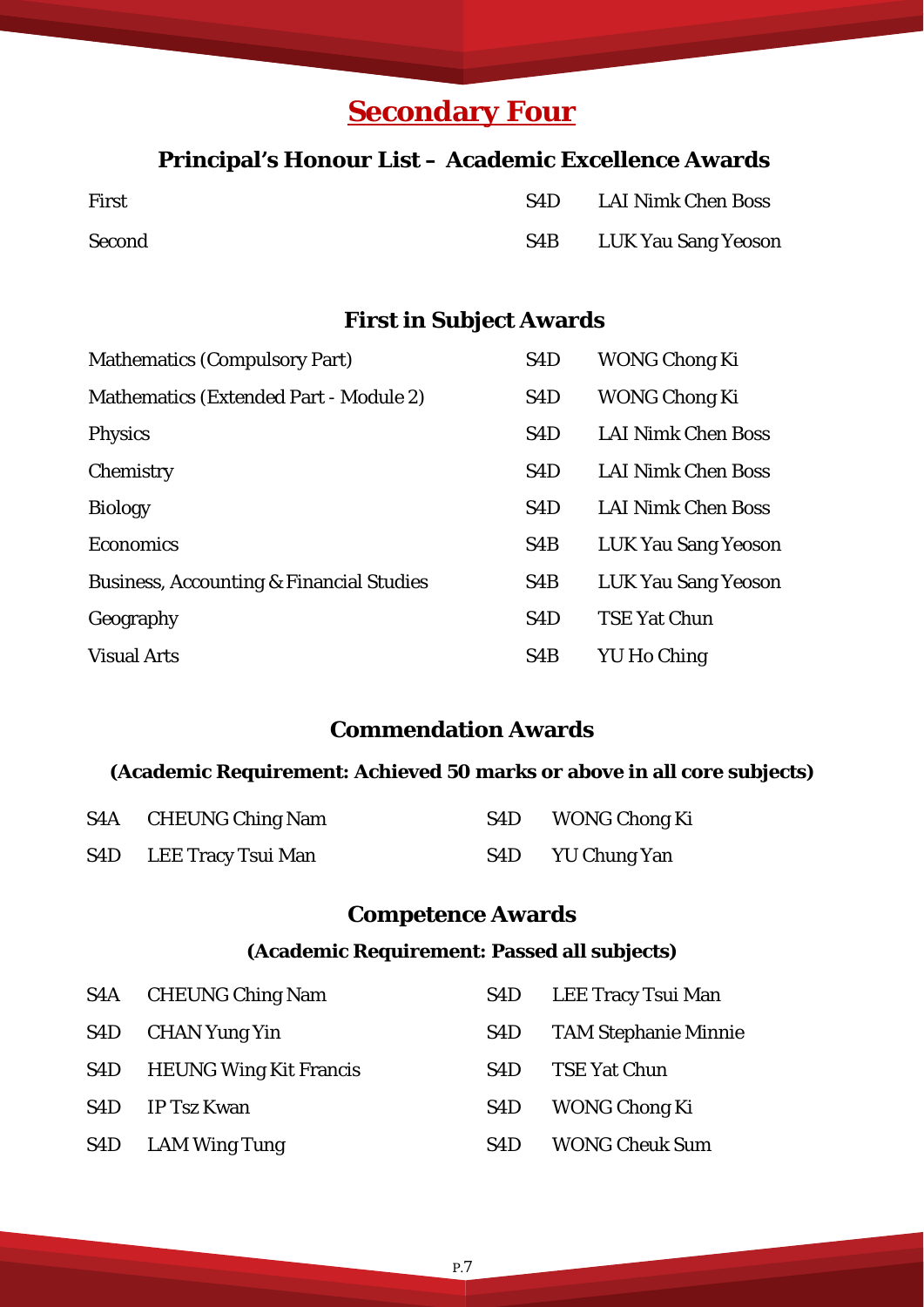# Secondary Four

## Principal's Honour List – Academic Excellence Awards

| | | |
|---|---|---|
| First | S4D | LAI Nimk Chen Boss |
| Second | S4B | LUK Yau Sang Yeoson |

## First in Subject Awards

| | | |
|---|---|---|
| Mathematics (Compulsory Part) | S4D | WONG Chong Ki |
| Mathematics (Extended Part - Module 2) | S4D | WONG Chong Ki |
| Physics | S4D | LAI Nimk Chen Boss |
| Chemistry | S4D | LAI Nimk Chen Boss |
| Biology | S4D | LAI Nimk Chen Boss |
| Economics | S4B | LUK Yau Sang Yeoson |
| Business, Accounting & Financial Studies | S4B | LUK Yau Sang Yeoson |
| Geography | S4D | TSE Yat Chun |
| Visual Arts | S4B | YU Ho Ching |

## Commendation Awards

### (Academic Requirement: Achieved 50 marks or above in all core subjects)

| | | | |
|---|---|---|---|
| S4A | CHEUNG Ching Nam | S4D | WONG Chong Ki |
| S4D | LEE Tracy Tsui Man | S4D | YU Chung Yan |

## Competence Awards

### (Academic Requirement: Passed all subjects)

| | | | |
|---|---|---|---|
| S4A | CHEUNG Ching Nam | S4D | LEE Tracy Tsui Man |
| S4D | CHAN Yung Yin | S4D | TAM Stephanie Minnie |
| S4D | HEUNG Wing Kit Francis | S4D | TSE Yat Chun |
| S4D | IP Tsz Kwan | S4D | WONG Chong Ki |
| S4D | LAM Wing Tung | S4D | WONG Cheuk Sum |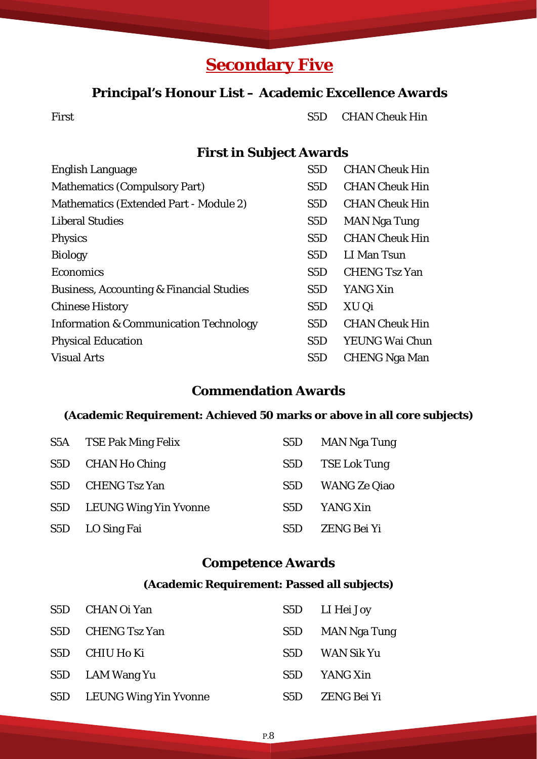# Secondary Five

## Principal's Honour List – Academic Excellence Awards

| | | |
|---|---|---|
| First | S5D | CHAN Cheuk Hin |

## First in Subject Awards

| | | |
|---|---|---|
| English Language | S5D | CHAN Cheuk Hin |
| Mathematics (Compulsory Part) | S5D | CHAN Cheuk Hin |
| Mathematics (Extended Part - Module 2) | S5D | CHAN Cheuk Hin |
| Liberal Studies | S5D | MAN Nga Tung |
| Physics | S5D | CHAN Cheuk Hin |
| Biology | S5D | LI Man Tsun |
| Economics | S5D | CHENG Tsz Yan |
| Business, Accounting & Financial Studies | S5D | YANG Xin |
| Chinese History | S5D | XU Qi |
| Information & Communication Technology | S5D | CHAN Cheuk Hin |
| Physical Education | S5D | YEUNG Wai Chun |
| Visual Arts | S5D | CHENG Nga Man |

## Commendation Awards

**(Academic Requirement: Achieved 50 marks or above in all core subjects)**

| | | | |
|---|---|---|---|
| S5A | TSE Pak Ming Felix | S5D | MAN Nga Tung |
| S5D | CHAN Ho Ching | S5D | TSE Lok Tung |
| S5D | CHENG Tsz Yan | S5D | WANG Ze Qiao |
| S5D | LEUNG Wing Yin Yvonne | S5D | YANG Xin |
| S5D | LO Sing Fai | S5D | ZENG Bei Yi |

## Competence Awards

**(Academic Requirement: Passed all subjects)**

| | | | |
|---|---|---|---|
| S5D | CHAN Oi Yan | S5D | LI Hei Joy |
| S5D | CHENG Tsz Yan | S5D | MAN Nga Tung |
| S5D | CHIU Ho Ki | S5D | WAN Sik Yu |
| S5D | LAM Wang Yu | S5D | YANG Xin |
| S5D | LEUNG Wing Yin Yvonne | S5D | ZENG Bei Yi |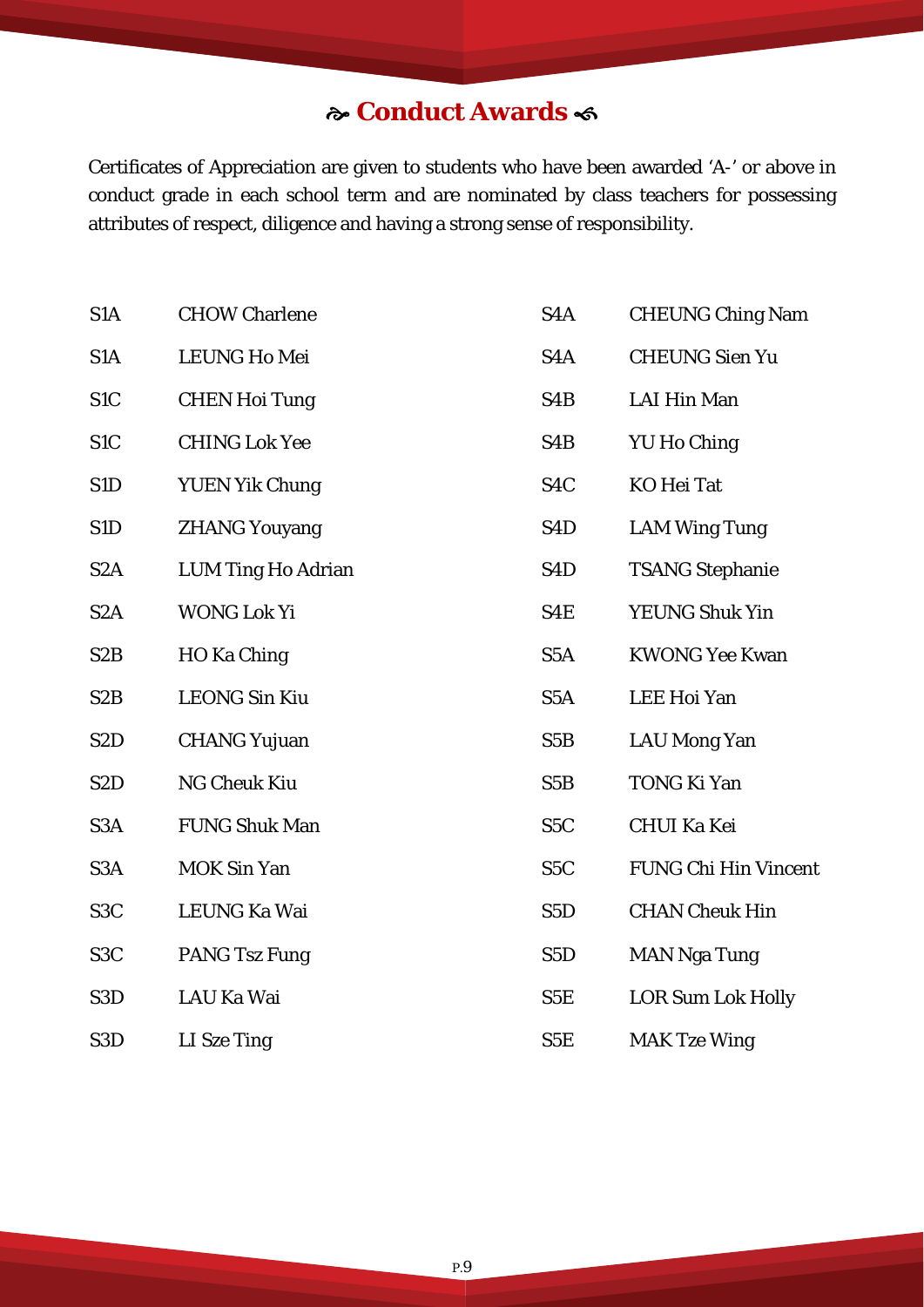## ☙ Conduct Awards ❧

Certificates of Appreciation are given to students who have been awarded 'A-' or above in conduct grade in each school term and are nominated by class teachers for possessing attributes of respect, diligence and having a strong sense of responsibility.

| Class | Name |
|---|---|
| S1A | CHOW Charlene |
| S1A | LEUNG Ho Mei |
| S1C | CHEN Hoi Tung |
| S1C | CHING Lok Yee |
| S1D | YUEN Yik Chung |
| S1D | ZHANG Youyang |
| S2A | LUM Ting Ho Adrian |
| S2A | WONG Lok Yi |
| S2B | HO Ka Ching |
| S2B | LEONG Sin Kiu |
| S2D | CHANG Yujuan |
| S2D | NG Cheuk Kiu |
| S3A | FUNG Shuk Man |
| S3A | MOK Sin Yan |
| S3C | LEUNG Ka Wai |
| S3C | PANG Tsz Fung |
| S3D | LAU Ka Wai |
| S3D | LI Sze Ting |
| S4A | CHEUNG Ching Nam |
| S4A | CHEUNG Sien Yu |
| S4B | LAI Hin Man |
| S4B | YU Ho Ching |
| S4C | KO Hei Tat |
| S4D | LAM Wing Tung |
| S4D | TSANG Stephanie |
| S4E | YEUNG Shuk Yin |
| S5A | KWONG Yee Kwan |
| S5A | LEE Hoi Yan |
| S5B | LAU Mong Yan |
| S5B | TONG Ki Yan |
| S5C | CHUI Ka Kei |
| S5C | FUNG Chi Hin Vincent |
| S5D | CHAN Cheuk Hin |
| S5D | MAN Nga Tung |
| S5E | LOR Sum Lok Holly |
| S5E | MAK Tze Wing |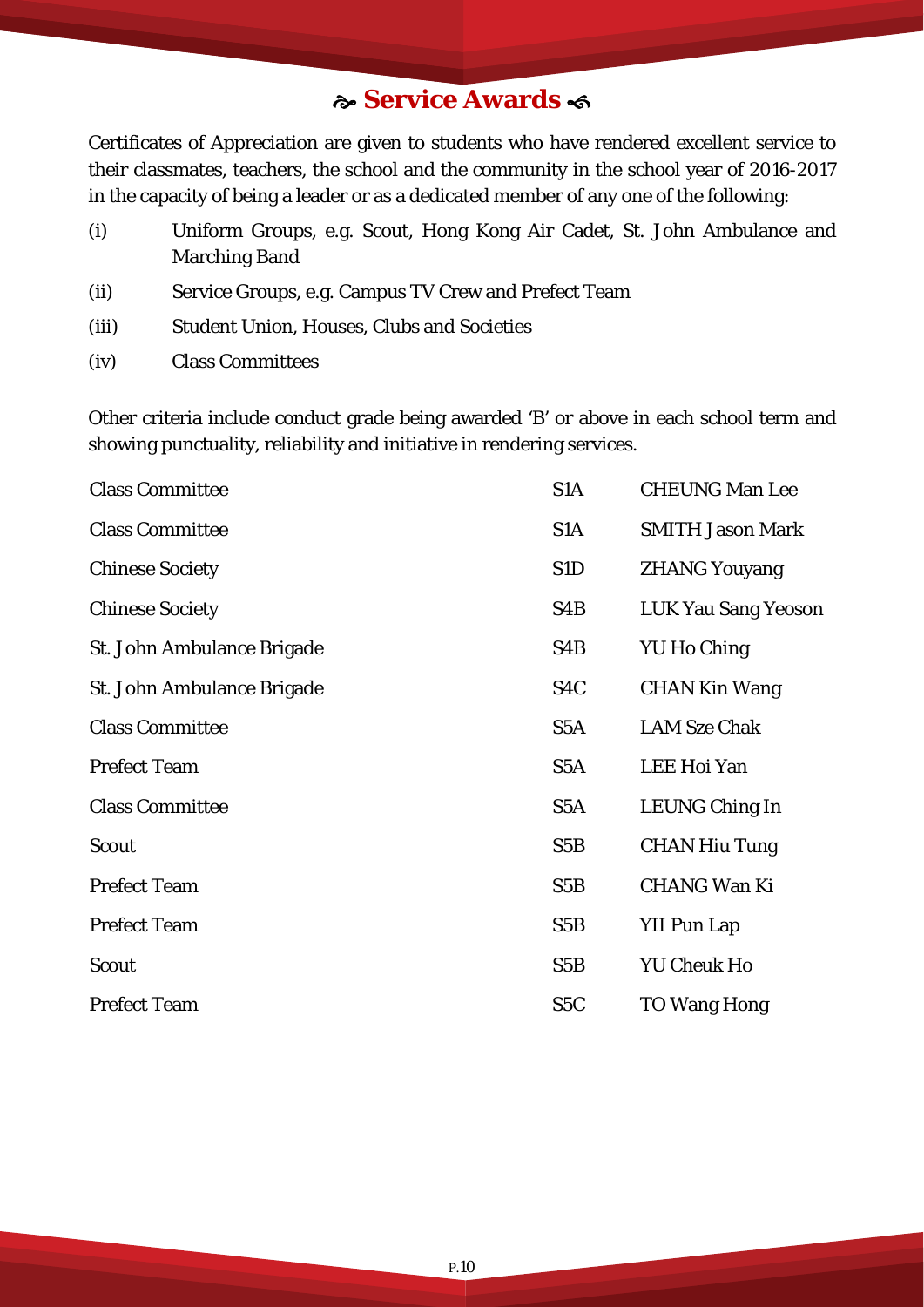# ❧ Service Awards ❧

Certificates of Appreciation are given to students who have rendered excellent service to their classmates, teachers, the school and the community in the school year of 2016-2017 in the capacity of being a leader or as a dedicated member of any one of the following:

(i) Uniform Groups, e.g. Scout, Hong Kong Air Cadet, St. John Ambulance and Marching Band

(ii) Service Groups, e.g. Campus TV Crew and Prefect Team

(iii) Student Union, Houses, Clubs and Societies

(iv) Class Committees

Other criteria include conduct grade being awarded 'B' or above in each school term and showing punctuality, reliability and initiative in rendering services.

| | | |
|---|---|---|
| Class Committee | S1A | CHEUNG Man Lee |
| Class Committee | S1A | SMITH Jason Mark |
| Chinese Society | S1D | ZHANG Youyang |
| Chinese Society | S4B | LUK Yau Sang Yeoson |
| St. John Ambulance Brigade | S4B | YU Ho Ching |
| St. John Ambulance Brigade | S4C | CHAN Kin Wang |
| Class Committee | S5A | LAM Sze Chak |
| Prefect Team | S5A | LEE Hoi Yan |
| Class Committee | S5A | LEUNG Ching In |
| Scout | S5B | CHAN Hiu Tung |
| Prefect Team | S5B | CHANG Wan Ki |
| Prefect Team | S5B | YII Pun Lap |
| Scout | S5B | YU Cheuk Ho |
| Prefect Team | S5C | TO Wang Hong |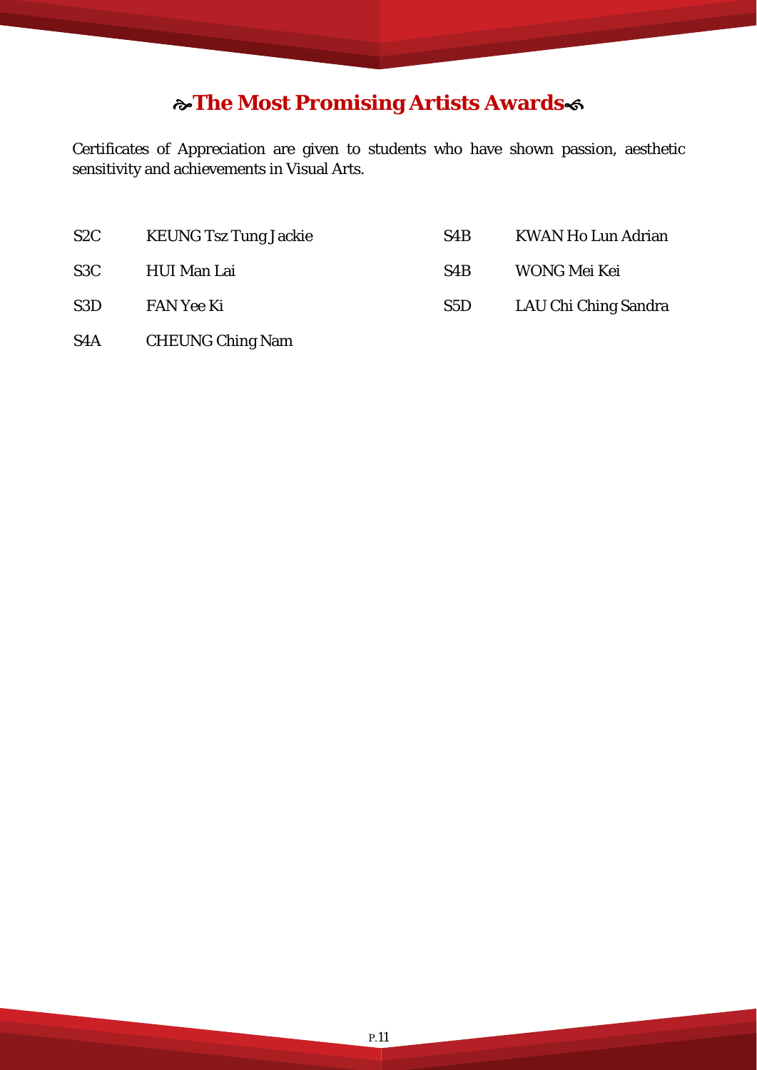## ☙The Most Promising Artists Awards❧

Certificates of Appreciation are given to students who have shown passion, aesthetic sensitivity and achievements in Visual Arts.

| | | | |
|---|---|---|---|
| S2C | KEUNG Tsz Tung Jackie | S4B | KWAN Ho Lun Adrian |
| S3C | HUI Man Lai | S4B | WONG Mei Kei |
| S3D | FAN Yee Ki | S5D | LAU Chi Ching Sandra |
| S4A | CHEUNG Ching Nam | | |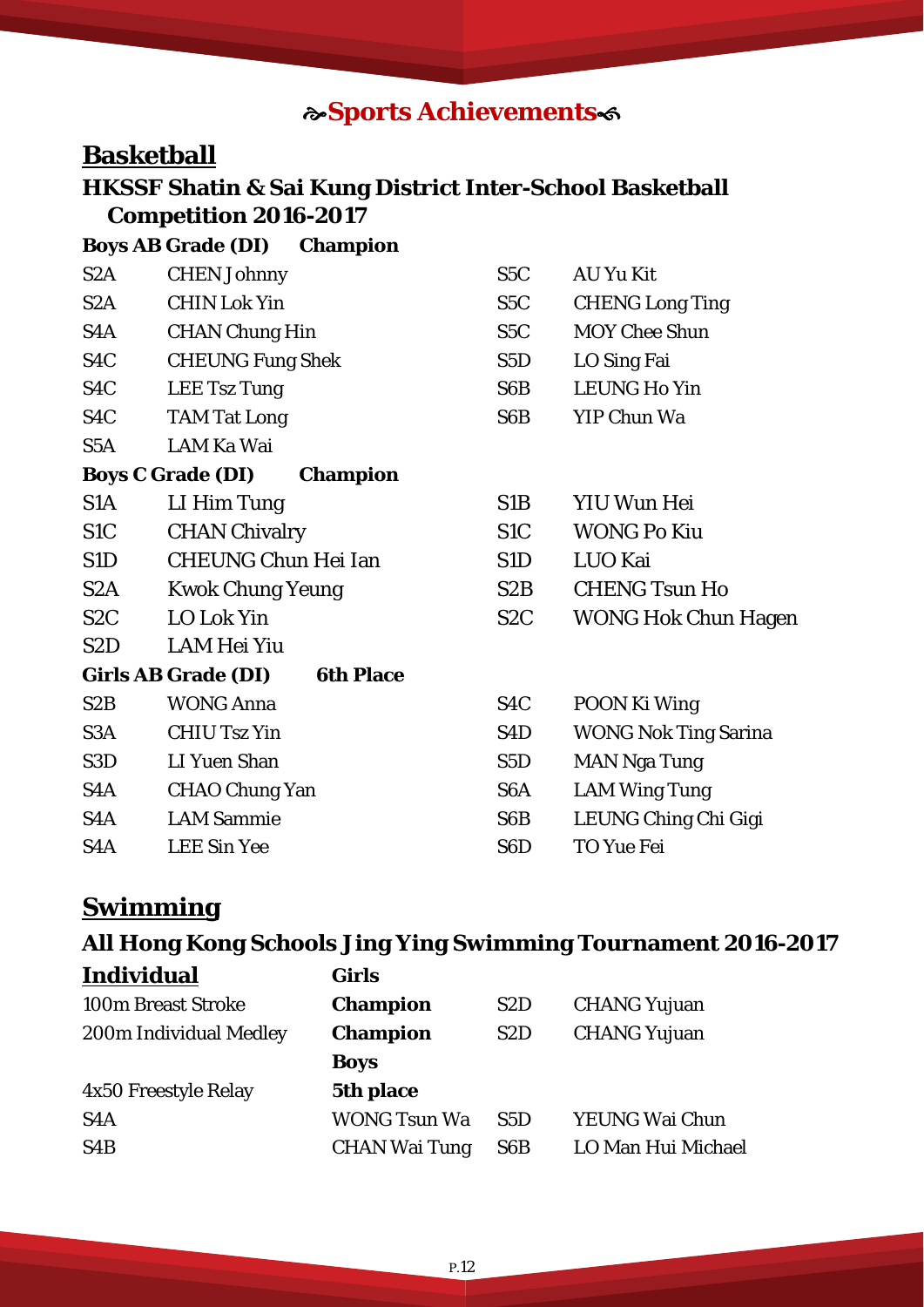# ☙Sports Achievements❧

## Basketball

### HKSSF Shatin & Sai Kung District Inter-School Basketball Competition 2016-2017

**Boys AB Grade (DI) Champion**

| | | | |
|---|---|---|---|
| S2A | CHEN Johnny | S5C | AU Yu Kit |
| S2A | CHIN Lok Yin | S5C | CHENG Long Ting |
| S4A | CHAN Chung Hin | S5C | MOY Chee Shun |
| S4C | CHEUNG Fung Shek | S5D | LO Sing Fai |
| S4C | LEE Tsz Tung | S6B | LEUNG Ho Yin |
| S4C | TAM Tat Long | S6B | YIP Chun Wa |
| S5A | LAM Ka Wai | | |

**Boys C Grade (DI) Champion**

| | | | |
|---|---|---|---|
| S1A | LI Him Tung | S1B | YIU Wun Hei |
| S1C | CHAN Chivalry | S1C | WONG Po Kiu |
| S1D | CHEUNG Chun Hei Ian | S1D | LUO Kai |
| S2A | Kwok Chung Yeung | S2B | CHENG Tsun Ho |
| S2C | LO Lok Yin | S2C | WONG Hok Chun Hagen |
| S2D | LAM Hei Yiu | | |

**Girls AB Grade (DI) 6th Place**

| | | | |
|---|---|---|---|
| S2B | WONG Anna | S4C | POON Ki Wing |
| S3A | CHIU Tsz Yin | S4D | WONG Nok Ting Sarina |
| S3D | LI Yuen Shan | S5D | MAN Nga Tung |
| S4A | CHAO Chung Yan | S6A | LAM Wing Tung |
| S4A | LAM Sammie | S6B | LEUNG Ching Chi Gigi |
| S4A | LEE Sin Yee | S6D | TO Yue Fei |

## Swimming

### All Hong Kong Schools Jing Ying Swimming Tournament 2016-2017

| **Individual** | **Girls** | | |
|---|---|---|---|
| 100m Breast Stroke | **Champion** | S2D | CHANG Yujuan |
| 200m Individual Medley | **Champion** | S2D | CHANG Yujuan |
| | **Boys** | | |
| 4x50 Freestyle Relay | **5th place** | | |
| S4A | WONG Tsun Wa | S5D | YEUNG Wai Chun |
| S4B | CHAN Wai Tung | S6B | LO Man Hui Michael |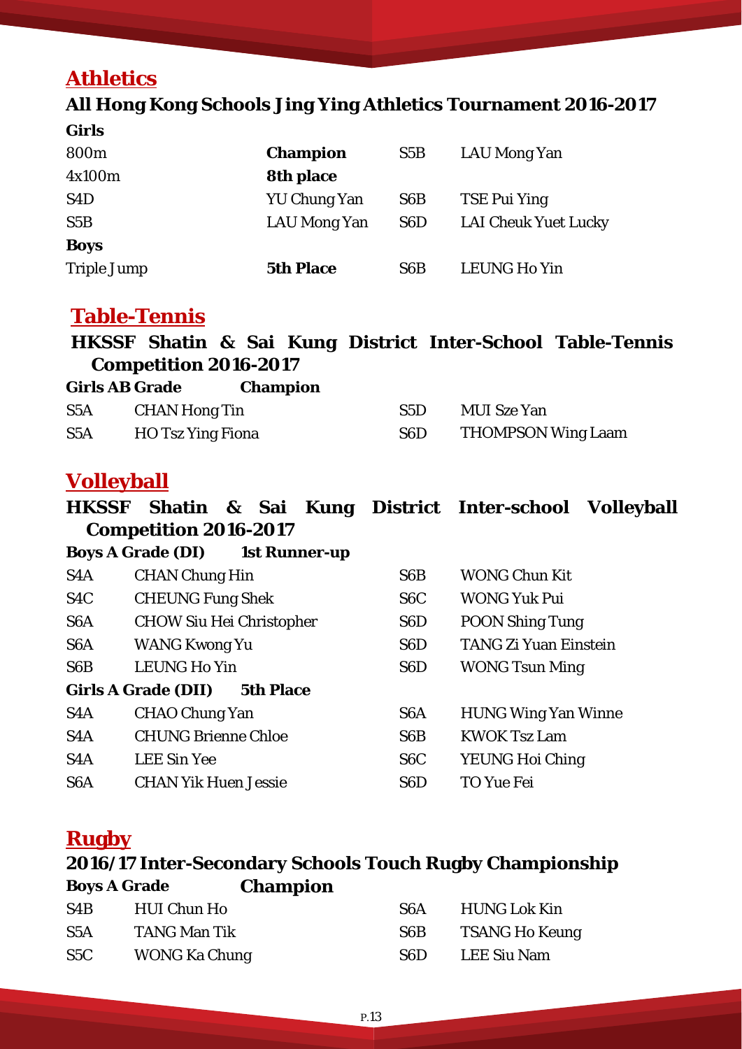## Athletics

### All Hong Kong Schools Jing Ying Athletics Tournament 2016-2017

**Girls**

| | | | |
|---|---|---|---|
| 800m | **Champion** | S5B | LAU Mong Yan |
| 4x100m | **8th place** | | |
| S4D | YU Chung Yan | S6B | TSE Pui Ying |
| S5B | LAU Mong Yan | S6D | LAI Cheuk Yuet Lucky |

**Boys**

| | | | |
|---|---|---|---|
| Triple Jump | **5th Place** | S6B | LEUNG Ho Yin |

## Table-Tennis

### HKSSF Shatin & Sai Kung District Inter-School Table-Tennis Competition 2016-2017

**Girls AB Grade** **Champion**

| | | | |
|---|---|---|---|
| S5A | CHAN Hong Tin | S5D | MUI Sze Yan |
| S5A | HO Tsz Ying Fiona | S6D | THOMPSON Wing Laam |

## Volleyball

### HKSSF Shatin & Sai Kung District Inter-school Volleyball Competition 2016-2017

**Boys A Grade (DI)** **1st Runner-up**

| | | | |
|---|---|---|---|
| S4A | CHAN Chung Hin | S6B | WONG Chun Kit |
| S4C | CHEUNG Fung Shek | S6C | WONG Yuk Pui |
| S6A | CHOW Siu Hei Christopher | S6D | POON Shing Tung |
| S6A | WANG Kwong Yu | S6D | TANG Zi Yuan Einstein |
| S6B | LEUNG Ho Yin | S6D | WONG Tsun Ming |

**Girls A Grade (DII)** **5th Place**

| | | | |
|---|---|---|---|
| S4A | CHAO Chung Yan | S6A | HUNG Wing Yan Winne |
| S4A | CHUNG Brienne Chloe | S6B | KWOK Tsz Lam |
| S4A | LEE Sin Yee | S6C | YEUNG Hoi Ching |
| S6A | CHAN Yik Huen Jessie | S6D | TO Yue Fei |

## Rugby

### 2016/17 Inter-Secondary Schools Touch Rugby Championship

**Boys A Grade** **Champion**

| | | | |
|---|---|---|---|
| S4B | HUI Chun Ho | S6A | HUNG Lok Kin |
| S5A | TANG Man Tik | S6B | TSANG Ho Keung |
| S5C | WONG Ka Chung | S6D | LEE Siu Nam |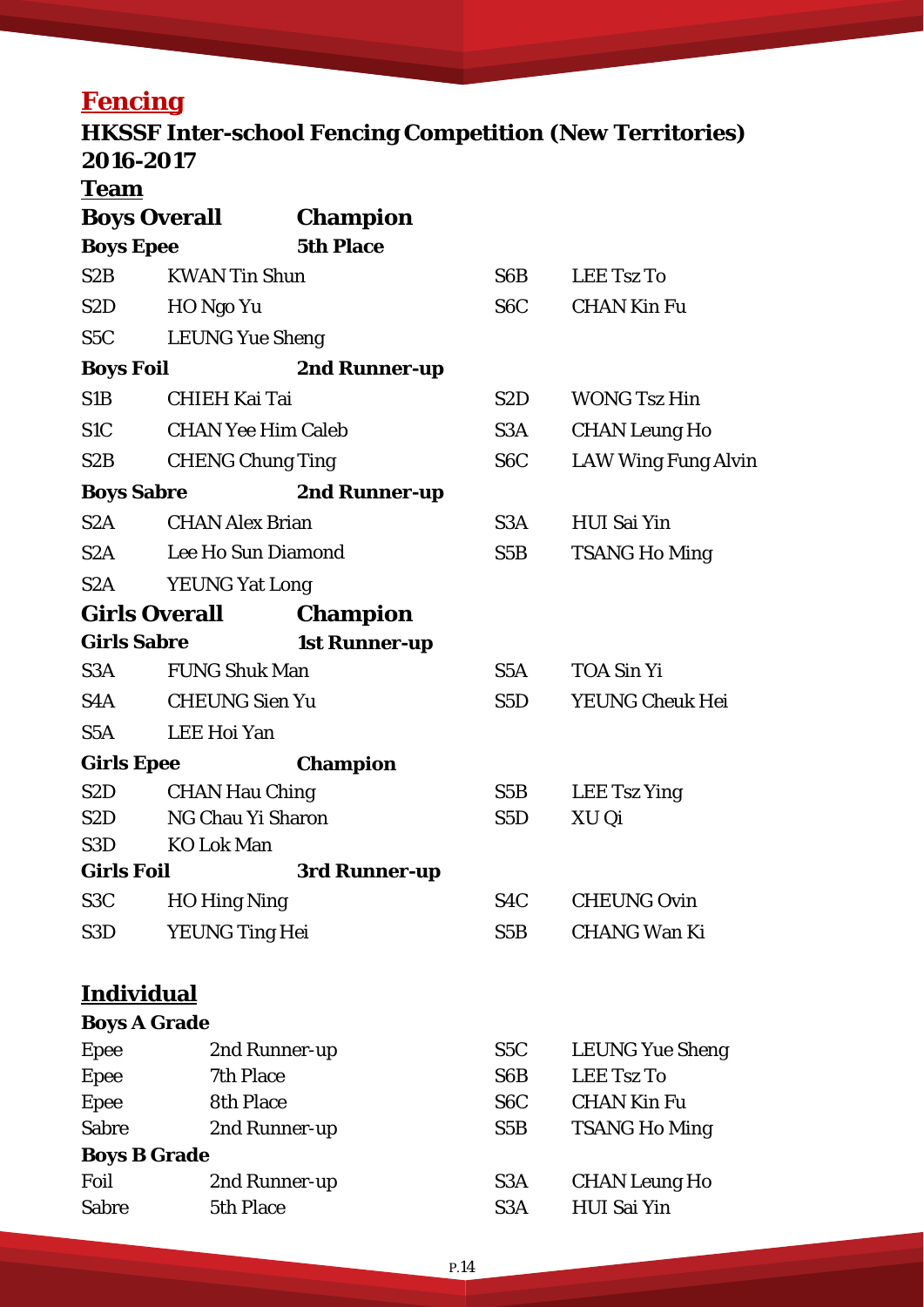## Fencing

### HKSSF Inter-school Fencing Competition (New Territories) 2016-2017

#### Team

**Boys Overall** **Champion**

**Boys Epee** **5th Place**

| | | | |
|---|---|---|---|
| S2B | KWAN Tin Shun | S6B | LEE Tsz To |
| S2D | HO Ngo Yu | S6C | CHAN Kin Fu |
| S5C | LEUNG Yue Sheng | | |

**Boys Foil** **2nd Runner-up**

| | | | |
|---|---|---|---|
| S1B | CHIEH Kai Tai | S2D | WONG Tsz Hin |
| S1C | CHAN Yee Him Caleb | S3A | CHAN Leung Ho |
| S2B | CHENG Chung Ting | S6C | LAW Wing Fung Alvin |

**Boys Sabre** **2nd Runner-up**

| | | | |
|---|---|---|---|
| S2A | CHAN Alex Brian | S3A | HUI Sai Yin |
| S2A | Lee Ho Sun Diamond | S5B | TSANG Ho Ming |
| S2A | YEUNG Yat Long | | |

**Girls Overall** **Champion**

**Girls Sabre** **1st Runner-up**

| | | | |
|---|---|---|---|
| S3A | FUNG Shuk Man | S5A | TOA Sin Yi |
| S4A | CHEUNG Sien Yu | S5D | YEUNG Cheuk Hei |
| S5A | LEE Hoi Yan | | |

**Girls Epee** **Champion**

| | | | |
|---|---|---|---|
| S2D | CHAN Hau Ching | S5B | LEE Tsz Ying |
| S2D | NG Chau Yi Sharon | S5D | XU Qi |
| S3D | KO Lok Man | | |

**Girls Foil** **3rd Runner-up**

| | | | |
|---|---|---|---|
| S3C | HO Hing Ning | S4C | CHEUNG Ovin |
| S3D | YEUNG Ting Hei | S5B | CHANG Wan Ki |

#### Individual

**Boys A Grade**

| | | | |
|---|---|---|---|
| Epee | 2nd Runner-up | S5C | LEUNG Yue Sheng |
| Epee | 7th Place | S6B | LEE Tsz To |
| Epee | 8th Place | S6C | CHAN Kin Fu |
| Sabre | 2nd Runner-up | S5B | TSANG Ho Ming |

**Boys B Grade**

| | | | |
|---|---|---|---|
| Foil | 2nd Runner-up | S3A | CHAN Leung Ho |
| Sabre | 5th Place | S3A | HUI Sai Yin |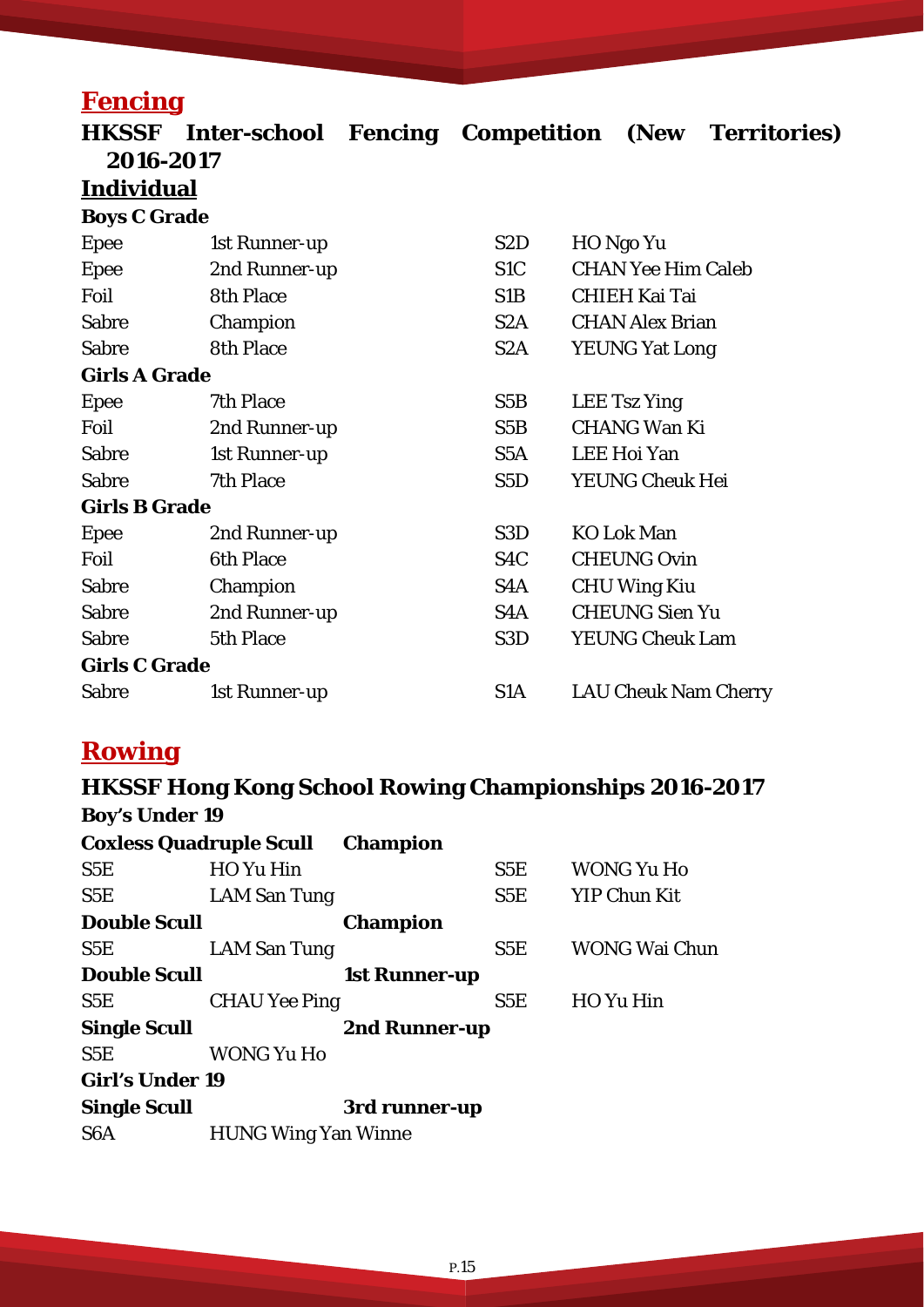## Fencing

### HKSSF Inter-school Fencing Competition (New Territories) 2016-2017

**Individual**

**Boys C Grade**

| | | | |
|---|---|---|---|
| Epee | 1st Runner-up | S2D | HO Ngo Yu |
| Epee | 2nd Runner-up | S1C | CHAN Yee Him Caleb |
| Foil | 8th Place | S1B | CHIEH Kai Tai |
| Sabre | Champion | S2A | CHAN Alex Brian |
| Sabre | 8th Place | S2A | YEUNG Yat Long |

**Girls A Grade**

| | | | |
|---|---|---|---|
| Epee | 7th Place | S5B | LEE Tsz Ying |
| Foil | 2nd Runner-up | S5B | CHANG Wan Ki |
| Sabre | 1st Runner-up | S5A | LEE Hoi Yan |
| Sabre | 7th Place | S5D | YEUNG Cheuk Hei |

**Girls B Grade**

| | | | |
|---|---|---|---|
| Epee | 2nd Runner-up | S3D | KO Lok Man |
| Foil | 6th Place | S4C | CHEUNG Ovin |
| Sabre | Champion | S4A | CHU Wing Kiu |
| Sabre | 2nd Runner-up | S4A | CHEUNG Sien Yu |
| Sabre | 5th Place | S3D | YEUNG Cheuk Lam |

**Girls C Grade**

| | | | |
|---|---|---|---|
| Sabre | 1st Runner-up | S1A | LAU Cheuk Nam Cherry |

## Rowing

### HKSSF Hong Kong School Rowing Championships 2016-2017

**Boy's Under 19**

**Coxless Quadruple Scull** **Champion**

| | | | |
|---|---|---|---|
| S5E | HO Yu Hin | S5E | WONG Yu Ho |
| S5E | LAM San Tung | S5E | YIP Chun Kit |

**Double Scull** **Champion**

| | | | |
|---|---|---|---|
| S5E | LAM San Tung | S5E | WONG Wai Chun |

**Double Scull** **1st Runner-up**

| | | | |
|---|---|---|---|
| S5E | CHAU Yee Ping | S5E | HO Yu Hin |

**Single Scull** **2nd Runner-up**

S5E WONG Yu Ho

**Girl's Under 19**

**Single Scull** **3rd runner-up**

S6A HUNG Wing Yan Winne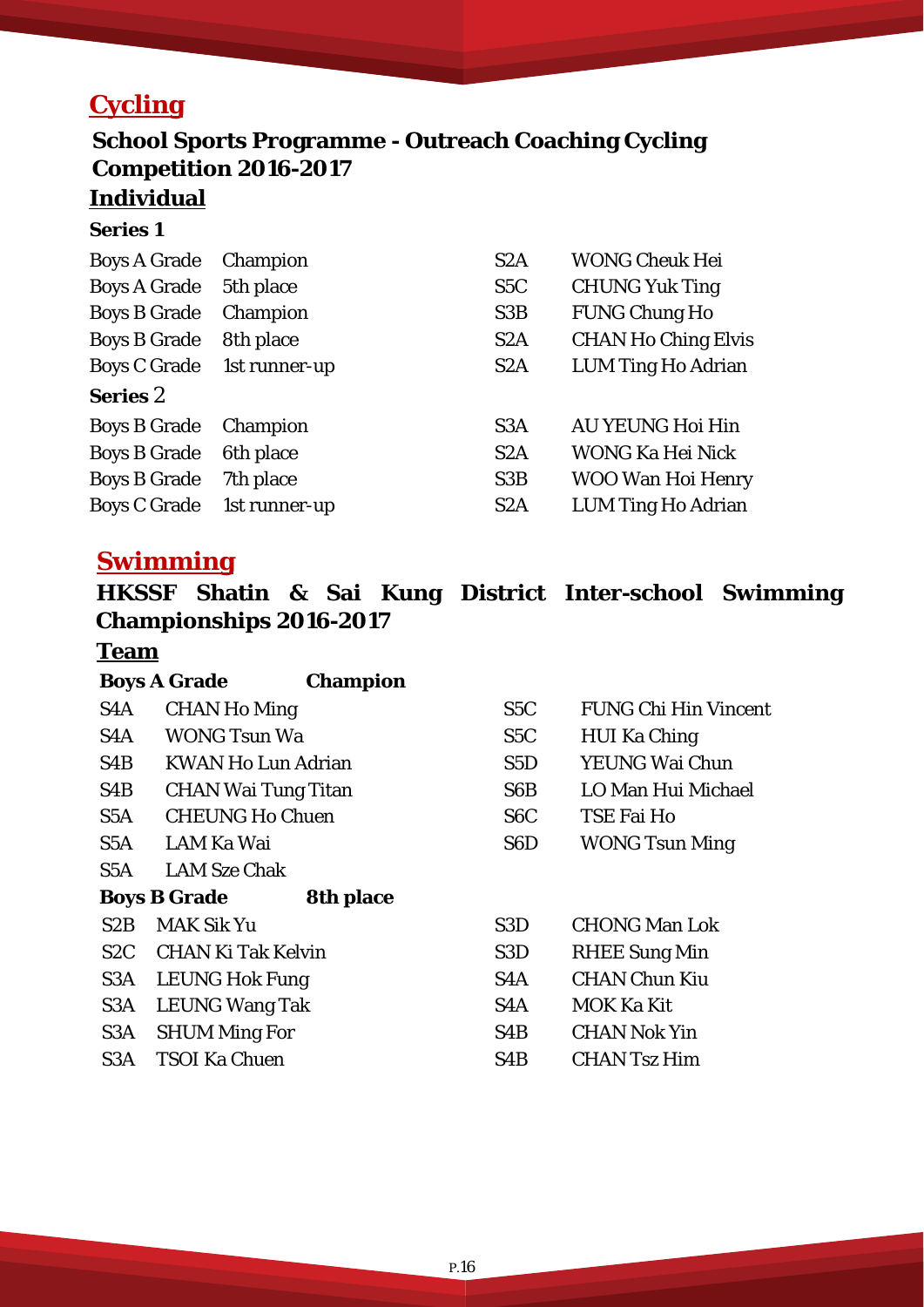## Cycling

### School Sports Programme - Outreach Coaching Cycling Competition 2016-2017

#### Individual

**Series 1**

| | | | |
|---|---|---|---|
| Boys A Grade | Champion | S2A | WONG Cheuk Hei |
| Boys A Grade | 5th place | S5C | CHUNG Yuk Ting |
| Boys B Grade | Champion | S3B | FUNG Chung Ho |
| Boys B Grade | 8th place | S2A | CHAN Ho Ching Elvis |
| Boys C Grade | 1st runner-up | S2A | LUM Ting Ho Adrian |

**Series 2**

| | | | |
|---|---|---|---|
| Boys B Grade | Champion | S3A | AU YEUNG Hoi Hin |
| Boys B Grade | 6th place | S2A | WONG Ka Hei Nick |
| Boys B Grade | 7th place | S3B | WOO Wan Hoi Henry |
| Boys C Grade | 1st runner-up | S2A | LUM Ting Ho Adrian |

## Swimming

### HKSSF Shatin & Sai Kung District Inter-school Swimming Championships 2016-2017

#### Team

**Boys A Grade — Champion**

| | | | |
|---|---|---|---|
| S4A | CHAN Ho Ming | S5C | FUNG Chi Hin Vincent |
| S4A | WONG Tsun Wa | S5C | HUI Ka Ching |
| S4B | KWAN Ho Lun Adrian | S5D | YEUNG Wai Chun |
| S4B | CHAN Wai Tung Titan | S6B | LO Man Hui Michael |
| S5A | CHEUNG Ho Chuen | S6C | TSE Fai Ho |
| S5A | LAM Ka Wai | S6D | WONG Tsun Ming |
| S5A | LAM Sze Chak | | |

**Boys B Grade — 8th place**

| | | | |
|---|---|---|---|
| S2B | MAK Sik Yu | S3D | CHONG Man Lok |
| S2C | CHAN Ki Tak Kelvin | S3D | RHEE Sung Min |
| S3A | LEUNG Hok Fung | S4A | CHAN Chun Kiu |
| S3A | LEUNG Wang Tak | S4A | MOK Ka Kit |
| S3A | SHUM Ming For | S4B | CHAN Nok Yin |
| S3A | TSOI Ka Chuen | S4B | CHAN Tsz Him |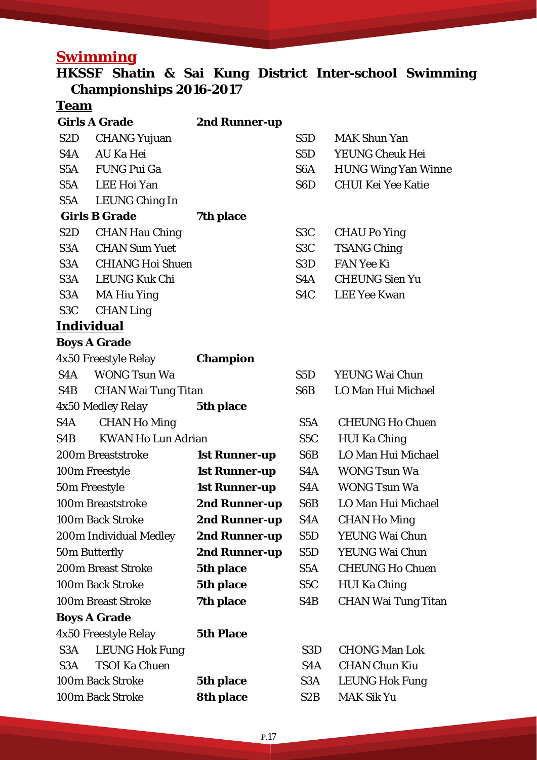# Swimming

## HKSSF Shatin & Sai Kung District Inter-school Swimming Championships 2016-2017

### Team

**Girls A Grade** — **2nd Runner-up**

| | | | |
|---|---|---|---|
| S2D | CHANG Yujuan | S5D | MAK Shun Yan |
| S4A | AU Ka Hei | S5D | YEUNG Cheuk Hei |
| S5A | FUNG Pui Ga | S6A | HUNG Wing Yan Winne |
| S5A | LEE Hoi Yan | S6D | CHUI Kei Yee Katie |
| S5A | LEUNG Ching In | | |

**Girls B Grade** — **7th place**

| | | | |
|---|---|---|---|
| S2D | CHAN Hau Ching | S3C | CHAU Po Ying |
| S3A | CHAN Sum Yuet | S3C | TSANG Ching |
| S3A | CHIANG Hoi Shuen | S3D | FAN Yee Ki |
| S3A | LEUNG Kuk Chi | S4A | CHEUNG Sien Yu |
| S3A | MA Hiu Ying | S4C | LEE Yee Kwan |
| S3C | CHAN Ling | | |

### Individual

**Boys A Grade**

4x50 Freestyle Relay — **Champion**

| | | | |
|---|---|---|---|
| S4A | WONG Tsun Wa | S5D | YEUNG Wai Chun |
| S4B | CHAN Wai Tung Titan | S6B | LO Man Hui Michael |

4x50 Medley Relay — **5th place**

| | | | |
|---|---|---|---|
| S4A | CHAN Ho Ming | S5A | CHEUNG Ho Chuen |
| S4B | KWAN Ho Lun Adrian | S5C | HUI Ka Ching |

| Event | Result | Class | Name |
|---|---|---|---|
| 200m Breaststroke | **1st Runner-up** | S6B | LO Man Hui Michael |
| 100m Freestyle | **1st Runner-up** | S4A | WONG Tsun Wa |
| 50m Freestyle | **1st Runner-up** | S4A | WONG Tsun Wa |
| 100m Breaststroke | **2nd Runner-up** | S6B | LO Man Hui Michael |
| 100m Back Stroke | **2nd Runner-up** | S4A | CHAN Ho Ming |
| 200m Individual Medley | **2nd Runner-up** | S5D | YEUNG Wai Chun |
| 50m Butterfly | **2nd Runner-up** | S5D | YEUNG Wai Chun |
| 200m Breast Stroke | **5th place** | S5A | CHEUNG Ho Chuen |
| 100m Back Stroke | **5th place** | S5C | HUI Ka Ching |
| 100m Breast Stroke | **7th place** | S4B | CHAN Wai Tung Titan |

**Boys A Grade**

4x50 Freestyle Relay — **5th Place**

| | | | |
|---|---|---|---|
| S3A | LEUNG Hok Fung | S3D | CHONG Man Lok |
| S3A | TSOI Ka Chuen | S4A | CHAN Chun Kiu |

| Event | Result | Class | Name |
|---|---|---|---|
| 100m Back Stroke | **5th place** | S3A | LEUNG Hok Fung |
| 100m Back Stroke | **8th place** | S2B | MAK Sik Yu |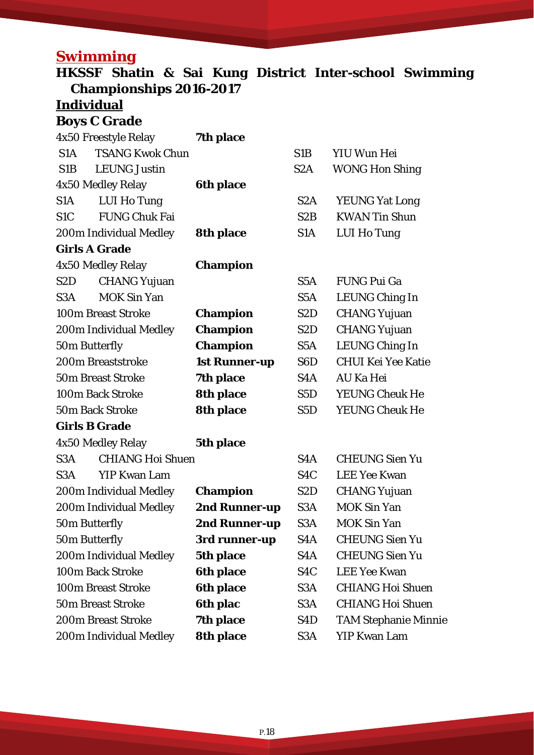## Swimming

### HKSSF Shatin & Sai Kung District Inter-school Swimming Championships 2016-2017

**Individual**

**Boys C Grade**

| Event | Result | Class | Name |
|---|---|---|---|
| 4x50 Freestyle Relay | **7th place** | | |
| S1A | TSANG Kwok Chun | S1B | YIU Wun Hei |
| S1B | LEUNG Justin | S2A | WONG Hon Shing |
| 4x50 Medley Relay | **6th place** | | |
| S1A | LUI Ho Tung | S2A | YEUNG Yat Long |
| S1C | FUNG Chuk Fai | S2B | KWAN Tin Shun |
| 200m Individual Medley | **8th place** | S1A | LUI Ho Tung |

**Girls A Grade**

| Event | Result | Class | Name |
|---|---|---|---|
| 4x50 Medley Relay | **Champion** | | |
| S2D | CHANG Yujuan | S5A | FUNG Pui Ga |
| S3A | MOK Sin Yan | S5A | LEUNG Ching In |
| 100m Breast Stroke | **Champion** | S2D | CHANG Yujuan |
| 200m Individual Medley | **Champion** | S2D | CHANG Yujuan |
| 50m Butterfly | **Champion** | S5A | LEUNG Ching In |
| 200m Breaststroke | **1st Runner-up** | S6D | CHUI Kei Yee Katie |
| 50m Breast Stroke | **7th place** | S4A | AU Ka Hei |
| 100m Back Stroke | **8th place** | S5D | YEUNG Cheuk He |
| 50m Back Stroke | **8th place** | S5D | YEUNG Cheuk He |

**Girls B Grade**

| Event | Result | Class | Name |
|---|---|---|---|
| 4x50 Medley Relay | **5th place** | | |
| S3A | CHIANG Hoi Shuen | S4A | CHEUNG Sien Yu |
| S3A | YIP Kwan Lam | S4C | LEE Yee Kwan |
| 200m Individual Medley | **Champion** | S2D | CHANG Yujuan |
| 200m Individual Medley | **2nd Runner-up** | S3A | MOK Sin Yan |
| 50m Butterfly | **2nd Runner-up** | S3A | MOK Sin Yan |
| 50m Butterfly | **3rd runner-up** | S4A | CHEUNG Sien Yu |
| 200m Individual Medley | **5th place** | S4A | CHEUNG Sien Yu |
| 100m Back Stroke | **6th place** | S4C | LEE Yee Kwan |
| 100m Breast Stroke | **6th place** | S3A | CHIANG Hoi Shuen |
| 50m Breast Stroke | **6th plac** | S3A | CHIANG Hoi Shuen |
| 200m Breast Stroke | **7th place** | S4D | TAM Stephanie Minnie |
| 200m Individual Medley | **8th place** | S3A | YIP Kwan Lam |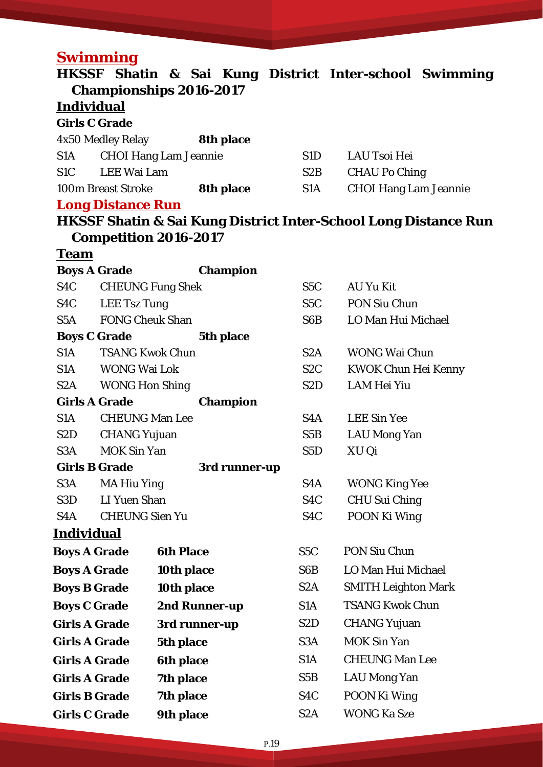## Swimming

### HKSSF Shatin & Sai Kung District Inter-school Swimming Championships 2016-2017

#### Individual

**Girls C Grade**

| | | | |
|---|---|---|---|
| 4x50 Medley Relay | **8th place** | | |
| S1A | CHOI Hang Lam Jeannie | S1D | LAU Tsoi Hei |
| S1C | LEE Wai Lam | S2B | CHAU Po Ching |
| 100m Breast Stroke | **8th place** | S1A | CHOI Hang Lam Jeannie |

## Long Distance Run

### HKSSF Shatin & Sai Kung District Inter-School Long Distance Run Competition 2016-2017

#### Team

**Boys A Grade** — **Champion**

| | | | |
|---|---|---|---|
| S4C | CHEUNG Fung Shek | S5C | AU Yu Kit |
| S4C | LEE Tsz Tung | S5C | PON Siu Chun |
| S5A | FONG Cheuk Shan | S6B | LO Man Hui Michael |

**Boys C Grade** — **5th place**

| | | | |
|---|---|---|---|
| S1A | TSANG Kwok Chun | S2A | WONG Wai Chun |
| S1A | WONG Wai Lok | S2C | KWOK Chun Hei Kenny |
| S2A | WONG Hon Shing | S2D | LAM Hei Yiu |

**Girls A Grade** — **Champion**

| | | | |
|---|---|---|---|
| S1A | CHEUNG Man Lee | S4A | LEE Sin Yee |
| S2D | CHANG Yujuan | S5B | LAU Mong Yan |
| S3A | MOK Sin Yan | S5D | XU Qi |

**Girls B Grade** — **3rd runner-up**

| | | | |
|---|---|---|---|
| S3A | MA Hiu Ying | S4A | WONG King Yee |
| S3D | LI Yuen Shan | S4C | CHU Sui Ching |
| S4A | CHEUNG Sien Yu | S4C | POON Ki Wing |

#### Individual

| | | | |
|---|---|---|---|
| **Boys A Grade** | **6th Place** | S5C | PON Siu Chun |
| **Boys A Grade** | **10th place** | S6B | LO Man Hui Michael |
| **Boys B Grade** | **10th place** | S2A | SMITH Leighton Mark |
| **Boys C Grade** | **2nd Runner-up** | S1A | TSANG Kwok Chun |
| **Girls A Grade** | **3rd runner-up** | S2D | CHANG Yujuan |
| **Girls A Grade** | **5th place** | S3A | MOK Sin Yan |
| **Girls A Grade** | **6th place** | S1A | CHEUNG Man Lee |
| **Girls A Grade** | **7th place** | S5B | LAU Mong Yan |
| **Girls B Grade** | **7th place** | S4C | POON Ki Wing |
| **Girls C Grade** | **9th place** | S2A | WONG Ka Sze |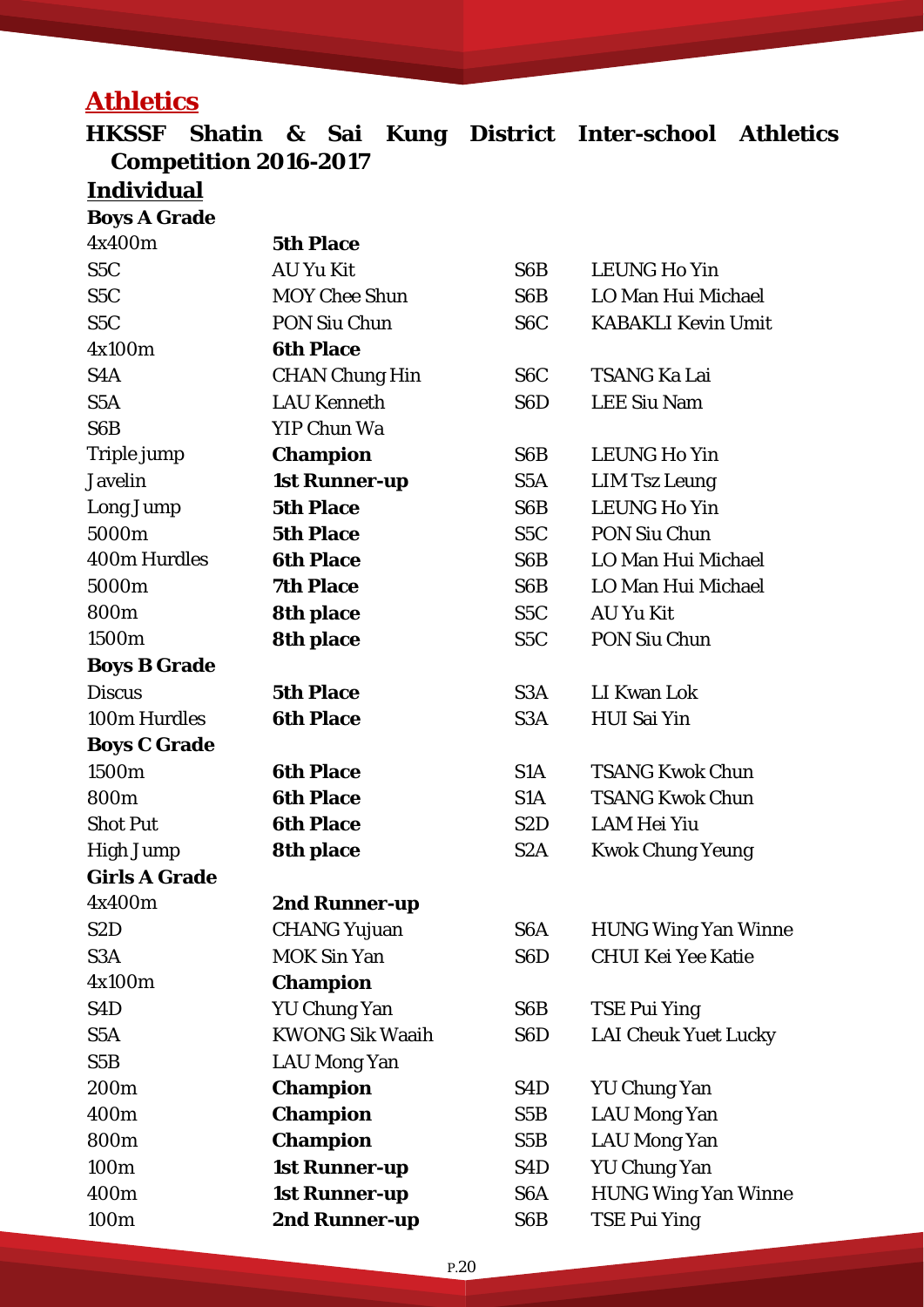## Athletics

### HKSSF Shatin & Sai Kung District Inter-school Athletics Competition 2016-2017

**Individual**

**Boys A Grade**

| | | | |
|---|---|---|---|
| 4x400m | **5th Place** | | |
| S5C | AU Yu Kit | S6B | LEUNG Ho Yin |
| S5C | MOY Chee Shun | S6B | LO Man Hui Michael |
| S5C | PON Siu Chun | S6C | KABAKLI Kevin Umit |
| 4x100m | **6th Place** | | |
| S4A | CHAN Chung Hin | S6C | TSANG Ka Lai |
| S5A | LAU Kenneth | S6D | LEE Siu Nam |
| S6B | YIP Chun Wa | | |
| Triple jump | **Champion** | S6B | LEUNG Ho Yin |
| Javelin | **1st Runner-up** | S5A | LIM Tsz Leung |
| Long Jump | **5th Place** | S6B | LEUNG Ho Yin |
| 5000m | **5th Place** | S5C | PON Siu Chun |
| 400m Hurdles | **6th Place** | S6B | LO Man Hui Michael |
| 5000m | **7th Place** | S6B | LO Man Hui Michael |
| 800m | **8th place** | S5C | AU Yu Kit |
| 1500m | **8th place** | S5C | PON Siu Chun |

**Boys B Grade**

| | | | |
|---|---|---|---|
| Discus | **5th Place** | S3A | LI Kwan Lok |
| 100m Hurdles | **6th Place** | S3A | HUI Sai Yin |

**Boys C Grade**

| | | | |
|---|---|---|---|
| 1500m | **6th Place** | S1A | TSANG Kwok Chun |
| 800m | **6th Place** | S1A | TSANG Kwok Chun |
| Shot Put | **6th Place** | S2D | LAM Hei Yiu |
| High Jump | **8th place** | S2A | Kwok Chung Yeung |

**Girls A Grade**

| | | | |
|---|---|---|---|
| 4x400m | **2nd Runner-up** | | |
| S2D | CHANG Yujuan | S6A | HUNG Wing Yan Winne |
| S3A | MOK Sin Yan | S6D | CHUI Kei Yee Katie |
| 4x100m | **Champion** | | |
| S4D | YU Chung Yan | S6B | TSE Pui Ying |
| S5A | KWONG Sik Waaih | S6D | LAI Cheuk Yuet Lucky |
| S5B | LAU Mong Yan | | |
| 200m | **Champion** | S4D | YU Chung Yan |
| 400m | **Champion** | S5B | LAU Mong Yan |
| 800m | **Champion** | S5B | LAU Mong Yan |
| 100m | **1st Runner-up** | S4D | YU Chung Yan |
| 400m | **1st Runner-up** | S6A | HUNG Wing Yan Winne |
| 100m | **2nd Runner-up** | S6B | TSE Pui Ying |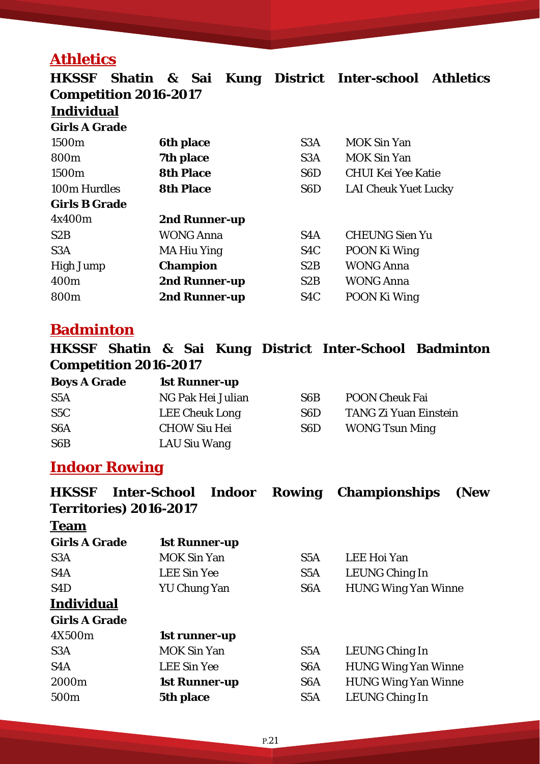## Athletics

**HKSSF Shatin & Sai Kung District Inter-school Athletics Competition 2016-2017**

**Individual**

| **Girls A Grade** | | | |
|---|---|---|---|
| 1500m | **6th place** | S3A | MOK Sin Yan |
| 800m | **7th place** | S3A | MOK Sin Yan |
| 1500m | **8th Place** | S6D | CHUI Kei Yee Katie |
| 100m Hurdles | **8th Place** | S6D | LAI Cheuk Yuet Lucky |
| **Girls B Grade** | | | |
| 4x400m | **2nd Runner-up** | | |
| S2B | WONG Anna | S4A | CHEUNG Sien Yu |
| S3A | MA Hiu Ying | S4C | POON Ki Wing |
| High Jump | **Champion** | S2B | WONG Anna |
| 400m | **2nd Runner-up** | S2B | WONG Anna |
| 800m | **2nd Runner-up** | S4C | POON Ki Wing |

## Badminton

**HKSSF Shatin & Sai Kung District Inter-School Badminton Competition 2016-2017**

| **Boys A Grade** | **1st Runner-up** | | |
|---|---|---|---|
| S5A | NG Pak Hei Julian | S6B | POON Cheuk Fai |
| S5C | LEE Cheuk Long | S6D | TANG Zi Yuan Einstein |
| S6A | CHOW Siu Hei | S6D | WONG Tsun Ming |
| S6B | LAU Siu Wang | | |

## Indoor Rowing

**HKSSF Inter-School Indoor Rowing Championships (New Territories) 2016-2017**

**Team**

| **Girls A Grade** | **1st Runner-up** | | |
|---|---|---|---|
| S3A | MOK Sin Yan | S5A | LEE Hoi Yan |
| S4A | LEE Sin Yee | S5A | LEUNG Ching In |
| S4D | YU Chung Yan | S6A | HUNG Wing Yan Winne |

**Individual**

| **Girls A Grade** | | | |
|---|---|---|---|
| 4X500m | **1st runner-up** | | |
| S3A | MOK Sin Yan | S5A | LEUNG Ching In |
| S4A | LEE Sin Yee | S6A | HUNG Wing Yan Winne |
| 2000m | **1st Runner-up** | S6A | HUNG Wing Yan Winne |
| 500m | **5th place** | S5A | LEUNG Ching In |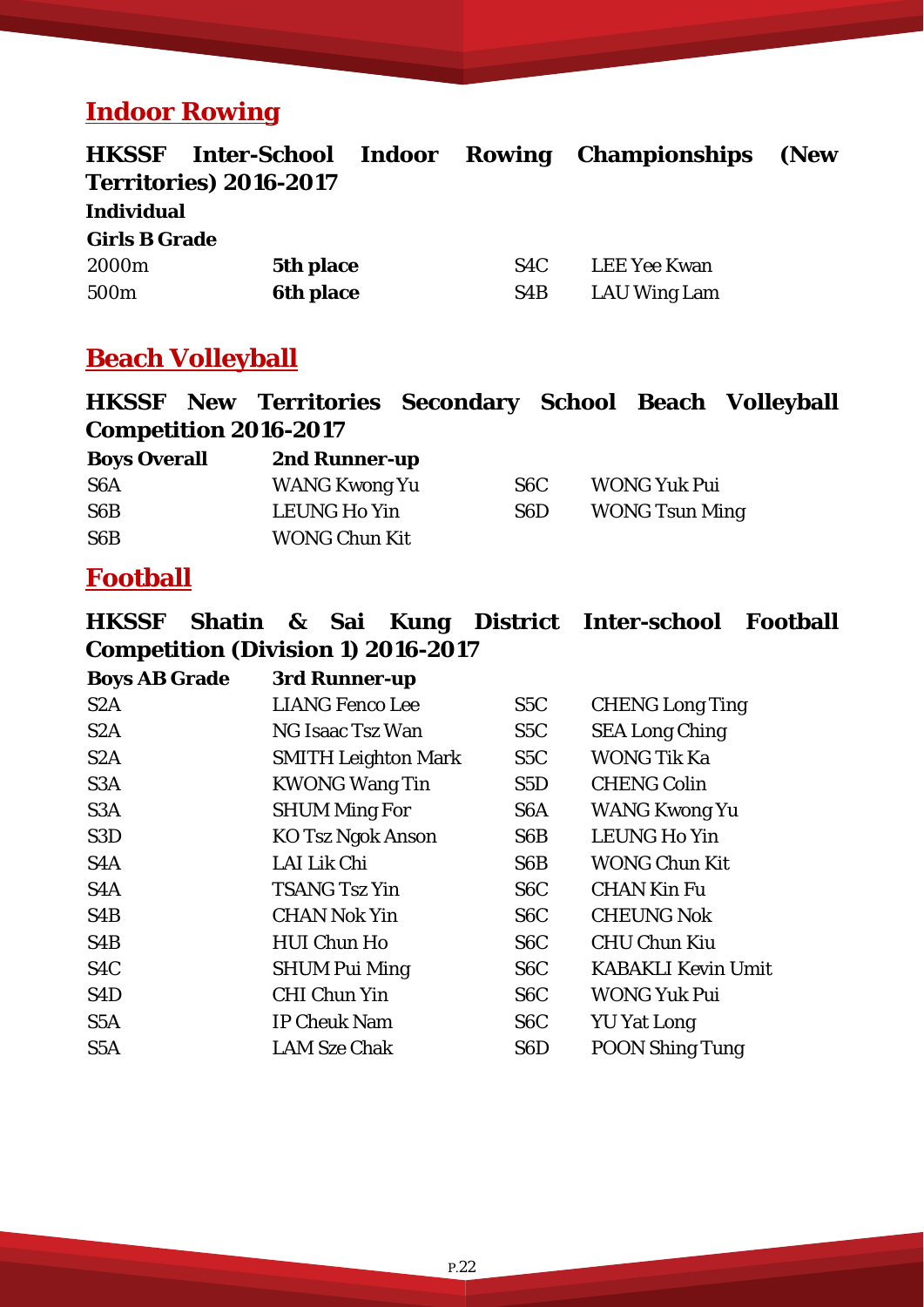## Indoor Rowing

### HKSSF Inter-School Indoor Rowing Championships (New Territories) 2016-2017

**Individual**

**Girls B Grade**

| | | | |
|---|---|---|---|
| 2000m | **5th place** | S4C | LEE Yee Kwan |
| 500m | **6th place** | S4B | LAU Wing Lam |

## Beach Volleyball

### HKSSF New Territories Secondary School Beach Volleyball Competition 2016-2017

| **Boys Overall** | **2nd Runner-up** | | |
|---|---|---|---|
| S6A | WANG Kwong Yu | S6C | WONG Yuk Pui |
| S6B | LEUNG Ho Yin | S6D | WONG Tsun Ming |
| S6B | WONG Chun Kit | | |

## Football

### HKSSF Shatin & Sai Kung District Inter-school Football Competition (Division 1) 2016-2017

| **Boys AB Grade** | **3rd Runner-up** | | |
|---|---|---|---|
| S2A | LIANG Fenco Lee | S5C | CHENG Long Ting |
| S2A | NG Isaac Tsz Wan | S5C | SEA Long Ching |
| S2A | SMITH Leighton Mark | S5C | WONG Tik Ka |
| S3A | KWONG Wang Tin | S5D | CHENG Colin |
| S3A | SHUM Ming For | S6A | WANG Kwong Yu |
| S3D | KO Tsz Ngok Anson | S6B | LEUNG Ho Yin |
| S4A | LAI Lik Chi | S6B | WONG Chun Kit |
| S4A | TSANG Tsz Yin | S6C | CHAN Kin Fu |
| S4B | CHAN Nok Yin | S6C | CHEUNG Nok |
| S4B | HUI Chun Ho | S6C | CHU Chun Kiu |
| S4C | SHUM Pui Ming | S6C | KABAKLI Kevin Umit |
| S4D | CHI Chun Yin | S6C | WONG Yuk Pui |
| S5A | IP Cheuk Nam | S6C | YU Yat Long |
| S5A | LAM Sze Chak | S6D | POON Shing Tung |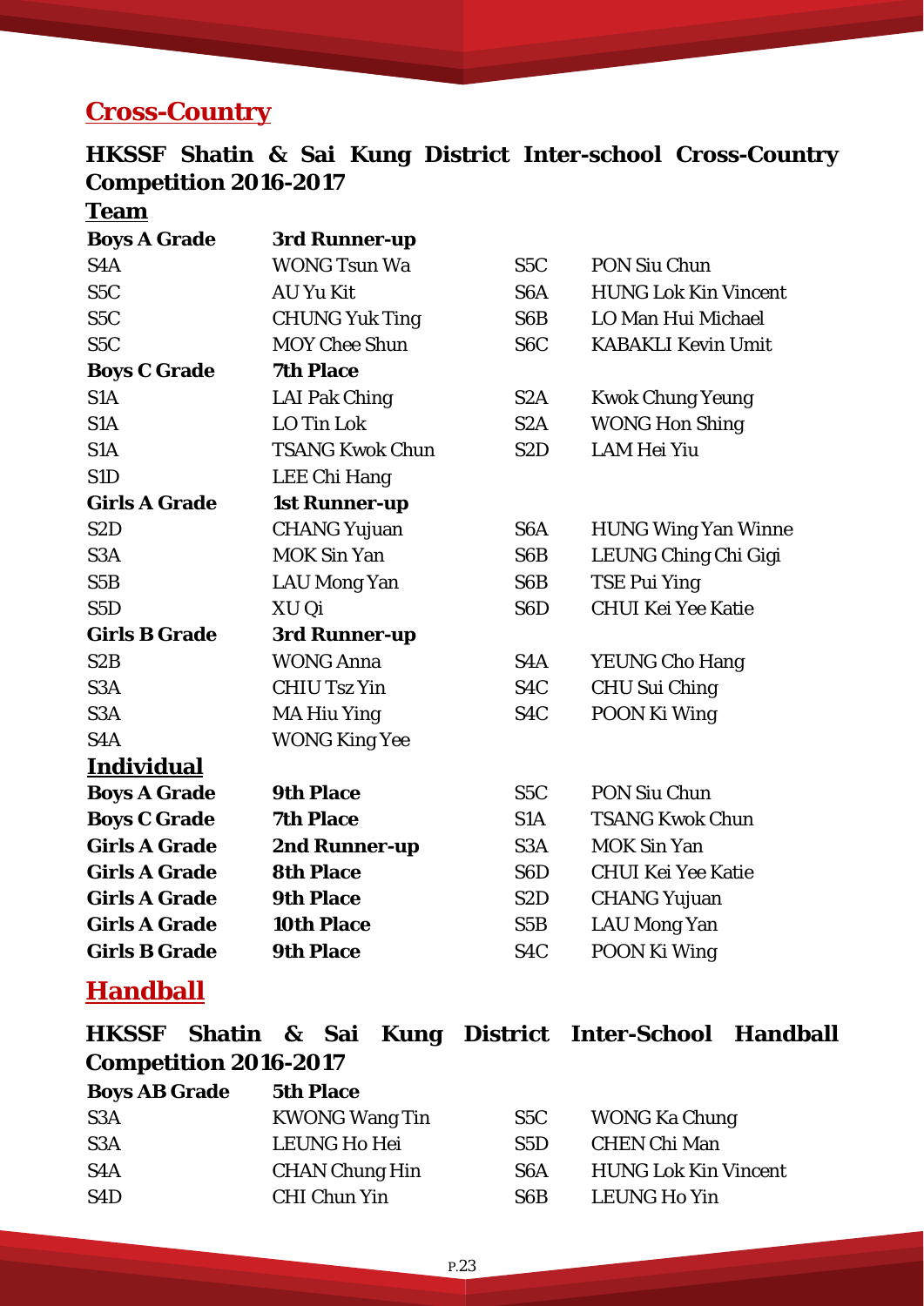## Cross-Country

### HKSSF Shatin & Sai Kung District Inter-school Cross-Country Competition 2016-2017

**Team**

| | | | |
|---|---|---|---|
| **Boys A Grade** | **3rd Runner-up** | | |
| S4A | WONG Tsun Wa | S5C | PON Siu Chun |
| S5C | AU Yu Kit | S6A | HUNG Lok Kin Vincent |
| S5C | CHUNG Yuk Ting | S6B | LO Man Hui Michael |
| S5C | MOY Chee Shun | S6C | KABAKLI Kevin Umit |
| **Boys C Grade** | **7th Place** | | |
| S1A | LAI Pak Ching | S2A | Kwok Chung Yeung |
| S1A | LO Tin Lok | S2A | WONG Hon Shing |
| S1A | TSANG Kwok Chun | S2D | LAM Hei Yiu |
| S1D | LEE Chi Hang | | |
| **Girls A Grade** | **1st Runner-up** | | |
| S2D | CHANG Yujuan | S6A | HUNG Wing Yan Winne |
| S3A | MOK Sin Yan | S6B | LEUNG Ching Chi Gigi |
| S5B | LAU Mong Yan | S6B | TSE Pui Ying |
| S5D | XU Qi | S6D | CHUI Kei Yee Katie |
| **Girls B Grade** | **3rd Runner-up** | | |
| S2B | WONG Anna | S4A | YEUNG Cho Hang |
| S3A | CHIU Tsz Yin | S4C | CHU Sui Ching |
| S3A | MA Hiu Ying | S4C | POON Ki Wing |
| S4A | WONG King Yee | | |

**Individual**

| | | | |
|---|---|---|---|
| **Boys A Grade** | **9th Place** | S5C | PON Siu Chun |
| **Boys C Grade** | **7th Place** | S1A | TSANG Kwok Chun |
| **Girls A Grade** | **2nd Runner-up** | S3A | MOK Sin Yan |
| **Girls A Grade** | **8th Place** | S6D | CHUI Kei Yee Katie |
| **Girls A Grade** | **9th Place** | S2D | CHANG Yujuan |
| **Girls A Grade** | **10th Place** | S5B | LAU Mong Yan |
| **Girls B Grade** | **9th Place** | S4C | POON Ki Wing |

## Handball

### HKSSF Shatin & Sai Kung District Inter-School Handball Competition 2016-2017

| | | | |
|---|---|---|---|
| **Boys AB Grade** | **5th Place** | | |
| S3A | KWONG Wang Tin | S5C | WONG Ka Chung |
| S3A | LEUNG Ho Hei | S5D | CHEN Chi Man |
| S4A | CHAN Chung Hin | S6A | HUNG Lok Kin Vincent |
| S4D | CHI Chun Yin | S6B | LEUNG Ho Yin |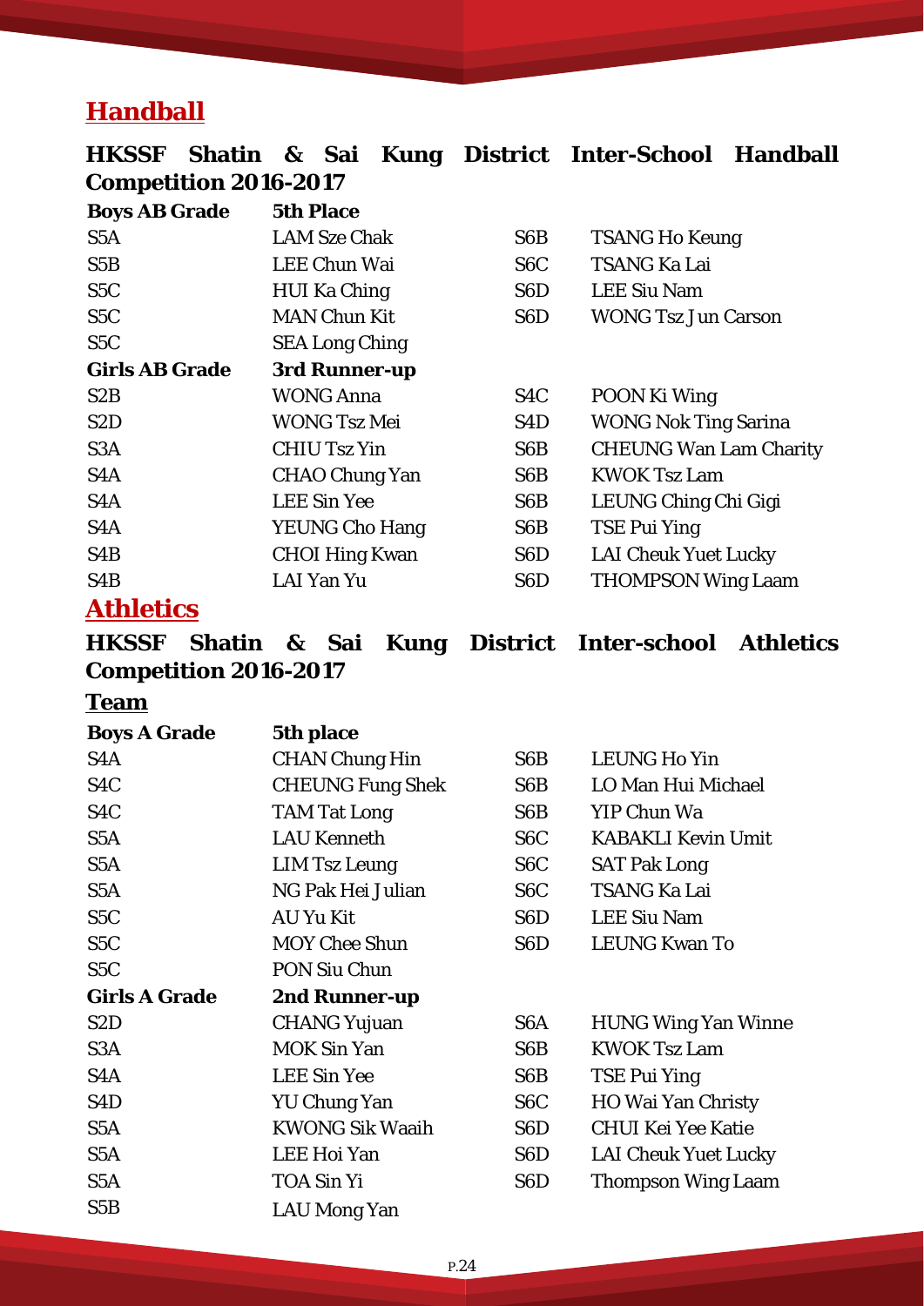## Handball

### HKSSF Shatin & Sai Kung District Inter-School Handball Competition 2016-2017

| **Boys AB Grade** | **5th Place** | | |
|---|---|---|---|
| S5A | LAM Sze Chak | S6B | TSANG Ho Keung |
| S5B | LEE Chun Wai | S6C | TSANG Ka Lai |
| S5C | HUI Ka Ching | S6D | LEE Siu Nam |
| S5C | MAN Chun Kit | S6D | WONG Tsz Jun Carson |
| S5C | SEA Long Ching | | |
| **Girls AB Grade** | **3rd Runner-up** | | |
| S2B | WONG Anna | S4C | POON Ki Wing |
| S2D | WONG Tsz Mei | S4D | WONG Nok Ting Sarina |
| S3A | CHIU Tsz Yin | S6B | CHEUNG Wan Lam Charity |
| S4A | CHAO Chung Yan | S6B | KWOK Tsz Lam |
| S4A | LEE Sin Yee | S6B | LEUNG Ching Chi Gigi |
| S4A | YEUNG Cho Hang | S6B | TSE Pui Ying |
| S4B | CHOI Hing Kwan | S6D | LAI Cheuk Yuet Lucky |
| S4B | LAI Yan Yu | S6D | THOMPSON Wing Laam |

## Athletics

### HKSSF Shatin & Sai Kung District Inter-school Athletics Competition 2016-2017

#### Team

| **Boys A Grade** | **5th place** | | |
|---|---|---|---|
| S4A | CHAN Chung Hin | S6B | LEUNG Ho Yin |
| S4C | CHEUNG Fung Shek | S6B | LO Man Hui Michael |
| S4C | TAM Tat Long | S6B | YIP Chun Wa |
| S5A | LAU Kenneth | S6C | KABAKLI Kevin Umit |
| S5A | LIM Tsz Leung | S6C | SAT Pak Long |
| S5A | NG Pak Hei Julian | S6C | TSANG Ka Lai |
| S5C | AU Yu Kit | S6D | LEE Siu Nam |
| S5C | MOY Chee Shun | S6D | LEUNG Kwan To |
| S5C | PON Siu Chun | | |
| **Girls A Grade** | **2nd Runner-up** | | |
| S2D | CHANG Yujuan | S6A | HUNG Wing Yan Winne |
| S3A | MOK Sin Yan | S6B | KWOK Tsz Lam |
| S4A | LEE Sin Yee | S6B | TSE Pui Ying |
| S4D | YU Chung Yan | S6C | HO Wai Yan Christy |
| S5A | KWONG Sik Waaih | S6D | CHUI Kei Yee Katie |
| S5A | LEE Hoi Yan | S6D | LAI Cheuk Yuet Lucky |
| S5A | TOA Sin Yi | S6D | Thompson Wing Laam |
| S5B | LAU Mong Yan | | |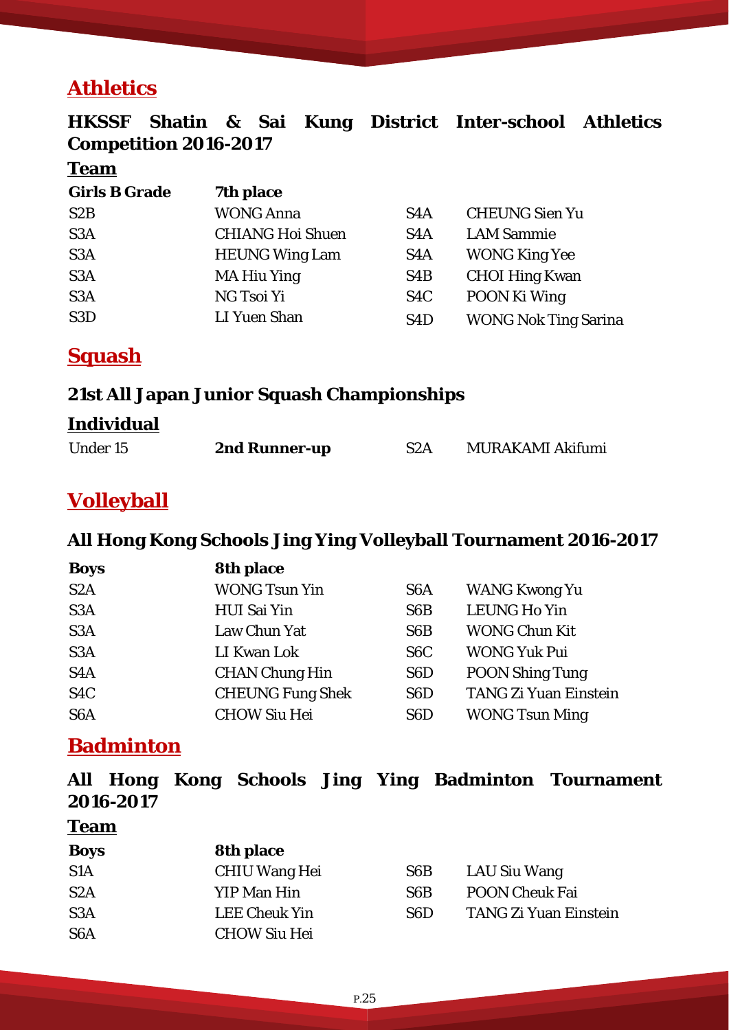## Athletics

### HKSSF Shatin & Sai Kung District Inter-school Athletics Competition 2016-2017

**Team**

| **Girls B Grade** | **7th place** | | |
|---|---|---|---|
| S2B | WONG Anna | S4A | CHEUNG Sien Yu |
| S3A | CHIANG Hoi Shuen | S4A | LAM Sammie |
| S3A | HEUNG Wing Lam | S4A | WONG King Yee |
| S3A | MA Hiu Ying | S4B | CHOI Hing Kwan |
| S3A | NG Tsoi Yi | S4C | POON Ki Wing |
| S3D | LI Yuen Shan | S4D | WONG Nok Ting Sarina |

## Squash

### 21st All Japan Junior Squash Championships

**Individual**

| Under 15 | **2nd Runner-up** | S2A | MURAKAMI Akifumi |
|---|---|---|---|

## Volleyball

### All Hong Kong Schools Jing Ying Volleyball Tournament 2016-2017

| **Boys** | **8th place** | | |
|---|---|---|---|
| S2A | WONG Tsun Yin | S6A | WANG Kwong Yu |
| S3A | HUI Sai Yin | S6B | LEUNG Ho Yin |
| S3A | Law Chun Yat | S6B | WONG Chun Kit |
| S3A | LI Kwan Lok | S6C | WONG Yuk Pui |
| S4A | CHAN Chung Hin | S6D | POON Shing Tung |
| S4C | CHEUNG Fung Shek | S6D | TANG Zi Yuan Einstein |
| S6A | CHOW Siu Hei | S6D | WONG Tsun Ming |

## Badminton

### All Hong Kong Schools Jing Ying Badminton Tournament 2016-2017

**Team**

| **Boys** | **8th place** | | |
|---|---|---|---|
| S1A | CHIU Wang Hei | S6B | LAU Siu Wang |
| S2A | YIP Man Hin | S6B | POON Cheuk Fai |
| S3A | LEE Cheuk Yin | S6D | TANG Zi Yuan Einstein |
| S6A | CHOW Siu Hei | | |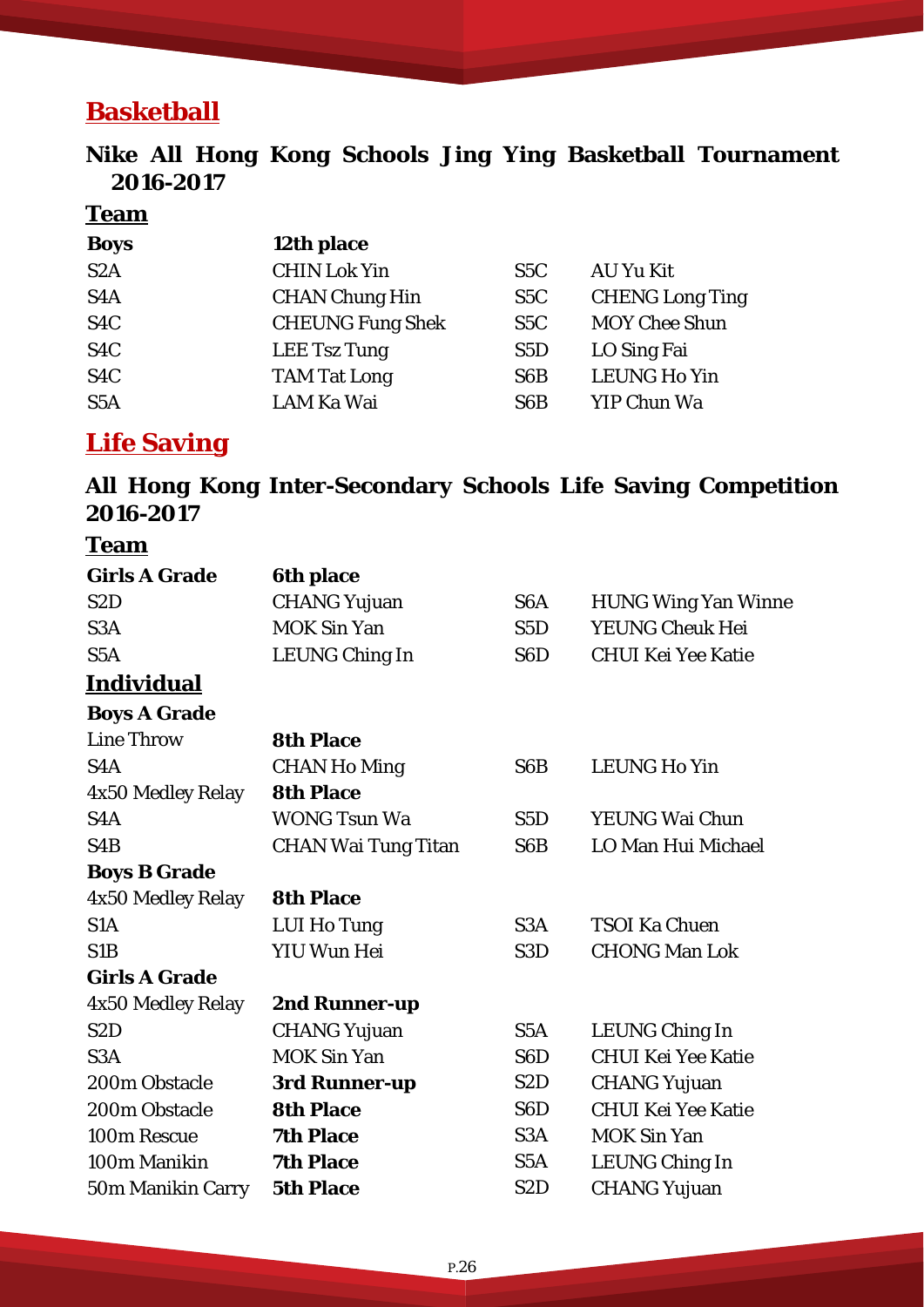## Basketball

### Nike All Hong Kong Schools Jing Ying Basketball Tournament 2016-2017

**Team**

| **Boys** | **12th place** | | |
|---|---|---|---|
| S2A | CHIN Lok Yin | S5C | AU Yu Kit |
| S4A | CHAN Chung Hin | S5C | CHENG Long Ting |
| S4C | CHEUNG Fung Shek | S5C | MOY Chee Shun |
| S4C | LEE Tsz Tung | S5D | LO Sing Fai |
| S4C | TAM Tat Long | S6B | LEUNG Ho Yin |
| S5A | LAM Ka Wai | S6B | YIP Chun Wa |

## Life Saving

### All Hong Kong Inter-Secondary Schools Life Saving Competition 2016-2017

**Team**

| **Girls A Grade** | **6th place** | | |
|---|---|---|---|
| S2D | CHANG Yujuan | S6A | HUNG Wing Yan Winne |
| S3A | MOK Sin Yan | S5D | YEUNG Cheuk Hei |
| S5A | LEUNG Ching In | S6D | CHUI Kei Yee Katie |

**Individual**

| **Boys A Grade** | | | |
|---|---|---|---|
| Line Throw | **8th Place** | | |
| S4A | CHAN Ho Ming | S6B | LEUNG Ho Yin |
| 4x50 Medley Relay | **8th Place** | | |
| S4A | WONG Tsun Wa | S5D | YEUNG Wai Chun |
| S4B | CHAN Wai Tung Titan | S6B | LO Man Hui Michael |
| **Boys B Grade** | | | |
| 4x50 Medley Relay | **8th Place** | | |
| S1A | LUI Ho Tung | S3A | TSOI Ka Chuen |
| S1B | YIU Wun Hei | S3D | CHONG Man Lok |
| **Girls A Grade** | | | |
| 4x50 Medley Relay | **2nd Runner-up** | | |
| S2D | CHANG Yujuan | S5A | LEUNG Ching In |
| S3A | MOK Sin Yan | S6D | CHUI Kei Yee Katie |
| 200m Obstacle | **3rd Runner-up** | S2D | CHANG Yujuan |
| 200m Obstacle | **8th Place** | S6D | CHUI Kei Yee Katie |
| 100m Rescue | **7th Place** | S3A | MOK Sin Yan |
| 100m Manikin | **7th Place** | S5A | LEUNG Ching In |
| 50m Manikin Carry | **5th Place** | S2D | CHANG Yujuan |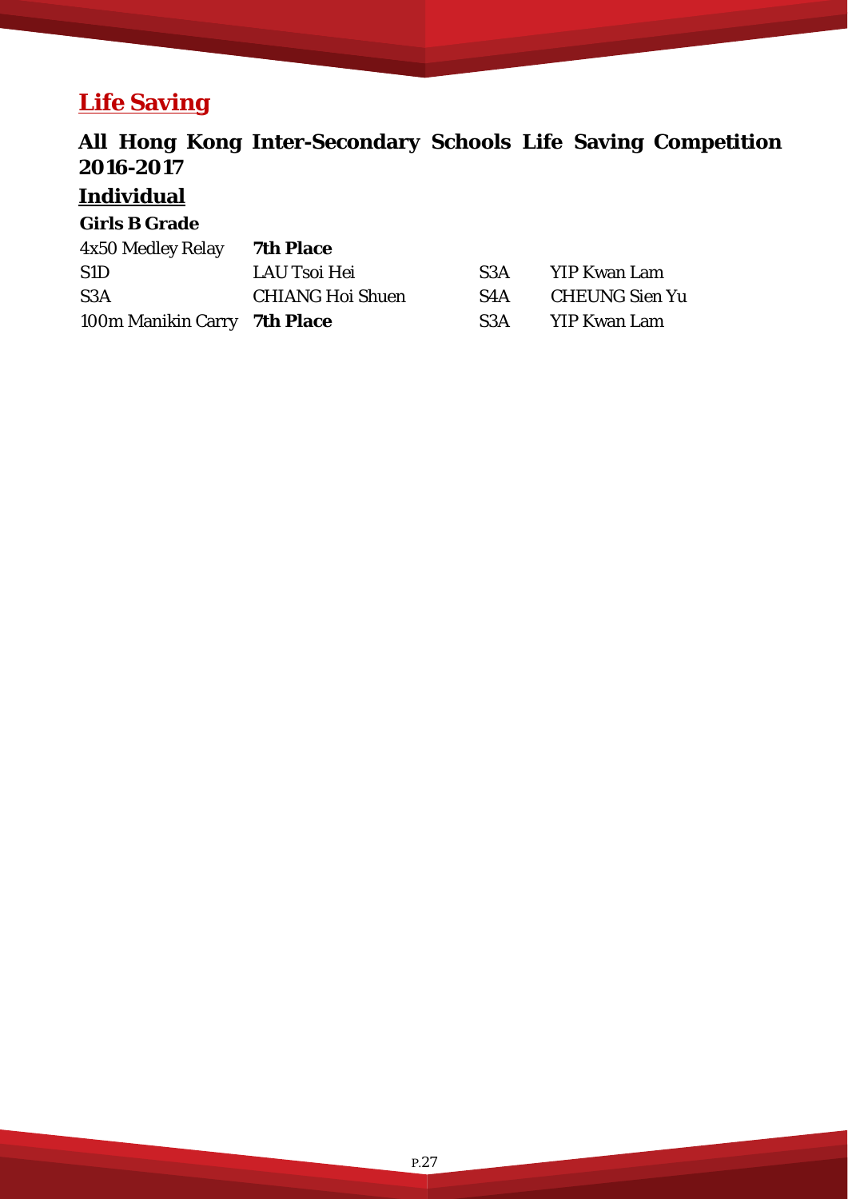# Life Saving

## All Hong Kong Inter-Secondary Schools Life Saving Competition 2016-2017

### Individual

**Girls B Grade**

| | | | |
|---|---|---|---|
| 4x50 Medley Relay | **7th Place** | | |
| S1D | LAU Tsoi Hei | S3A | YIP Kwan Lam |
| S3A | CHIANG Hoi Shuen | S4A | CHEUNG Sien Yu |
| 100m Manikin Carry | **7th Place** | S3A | YIP Kwan Lam |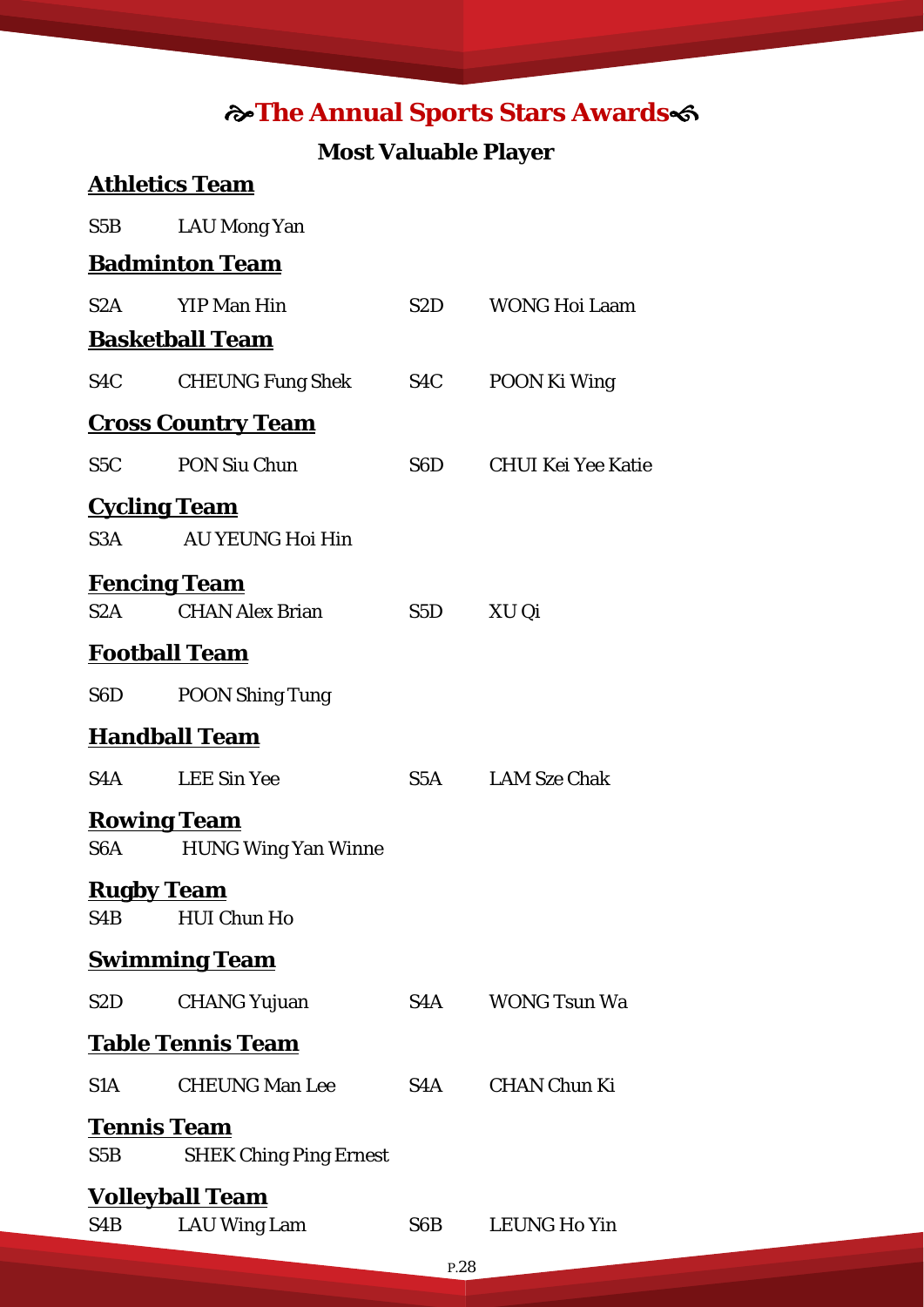# The Annual Sports Stars Awards

## Most Valuable Player

### Athletics Team

S5B LAU Mong Yan

### Badminton Team

S2A YIP Man Hin    S2D WONG Hoi Laam

### Basketball Team

S4C CHEUNG Fung Shek    S4C POON Ki Wing

### Cross Country Team

S5C PON Siu Chun    S6D CHUI Kei Yee Katie

### Cycling Team

S3A AU YEUNG Hoi Hin

### Fencing Team

S2A CHAN Alex Brian    S5D XU Qi

### Football Team

S6D POON Shing Tung

### Handball Team

S4A LEE Sin Yee    S5A LAM Sze Chak

### Rowing Team

S6A HUNG Wing Yan Winne

### Rugby Team

S4B HUI Chun Ho

### Swimming Team

S2D CHANG Yujuan    S4A WONG Tsun Wa

### Table Tennis Team

S1A CHEUNG Man Lee    S4A CHAN Chun Ki

### Tennis Team

S5B SHEK Ching Ping Ernest

### Volleyball Team

S4B LAU Wing Lam    S6B LEUNG Ho Yin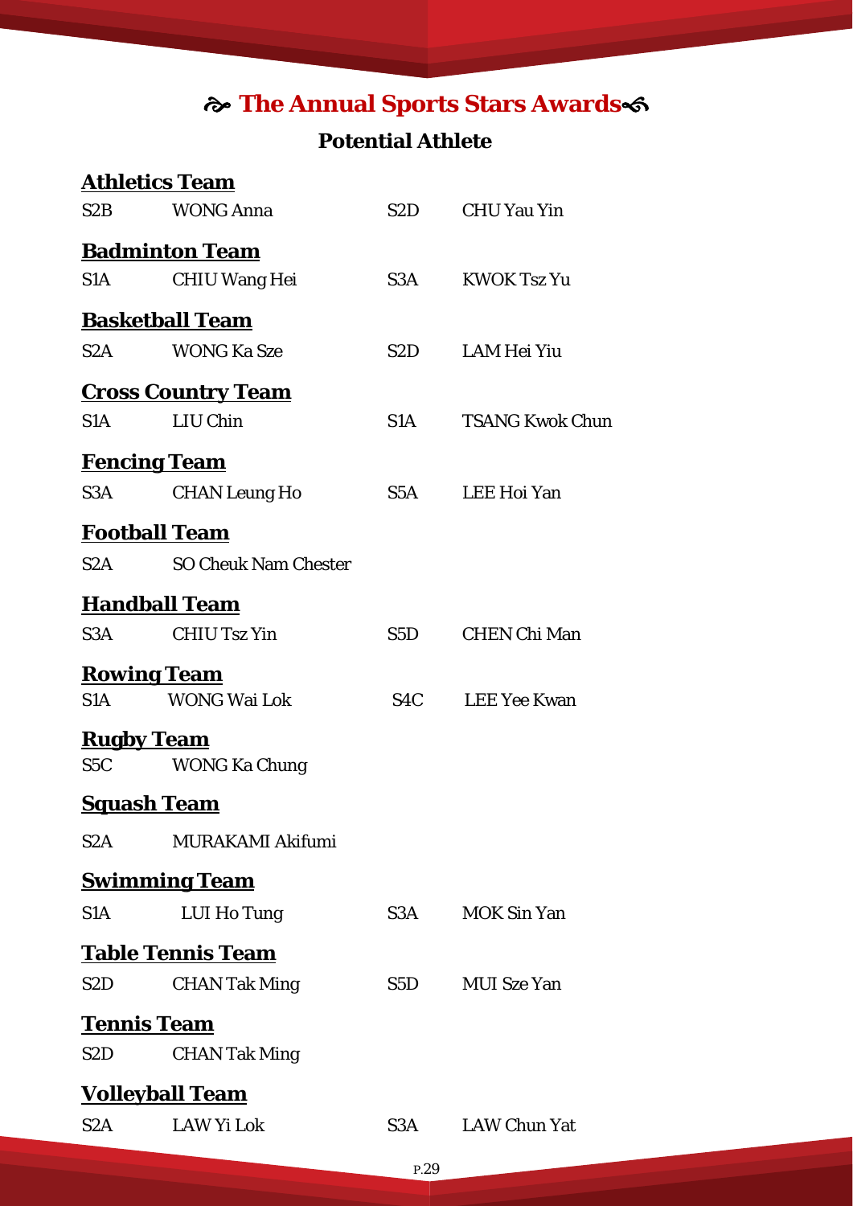# ☙ The Annual Sports Stars Awards ❧

## Potential Athlete

### Athletics Team

S2B WONG Anna  
S2D CHU Yau Yin

### Badminton Team

S1A CHIU Wang Hei  
S3A KWOK Tsz Yu

### Basketball Team

S2A WONG Ka Sze  
S2D LAM Hei Yiu

### Cross Country Team

S1A LIU Chin  
S1A TSANG Kwok Chun

### Fencing Team

S3A CHAN Leung Ho  
S5A LEE Hoi Yan

### Football Team

S2A SO Cheuk Nam Chester

### Handball Team

S3A CHIU Tsz Yin  
S5D CHEN Chi Man

### Rowing Team

S1A WONG Wai Lok  
S4C LEE Yee Kwan

### Rugby Team

S5C WONG Ka Chung

### Squash Team

S2A MURAKAMI Akifumi

### Swimming Team

S1A LUI Ho Tung  
S3A MOK Sin Yan

### Table Tennis Team

S2D CHAN Tak Ming  
S5D MUI Sze Yan

### Tennis Team

S2D CHAN Tak Ming

### Volleyball Team

S2A LAW Yi Lok  
S3A LAW Chun Yat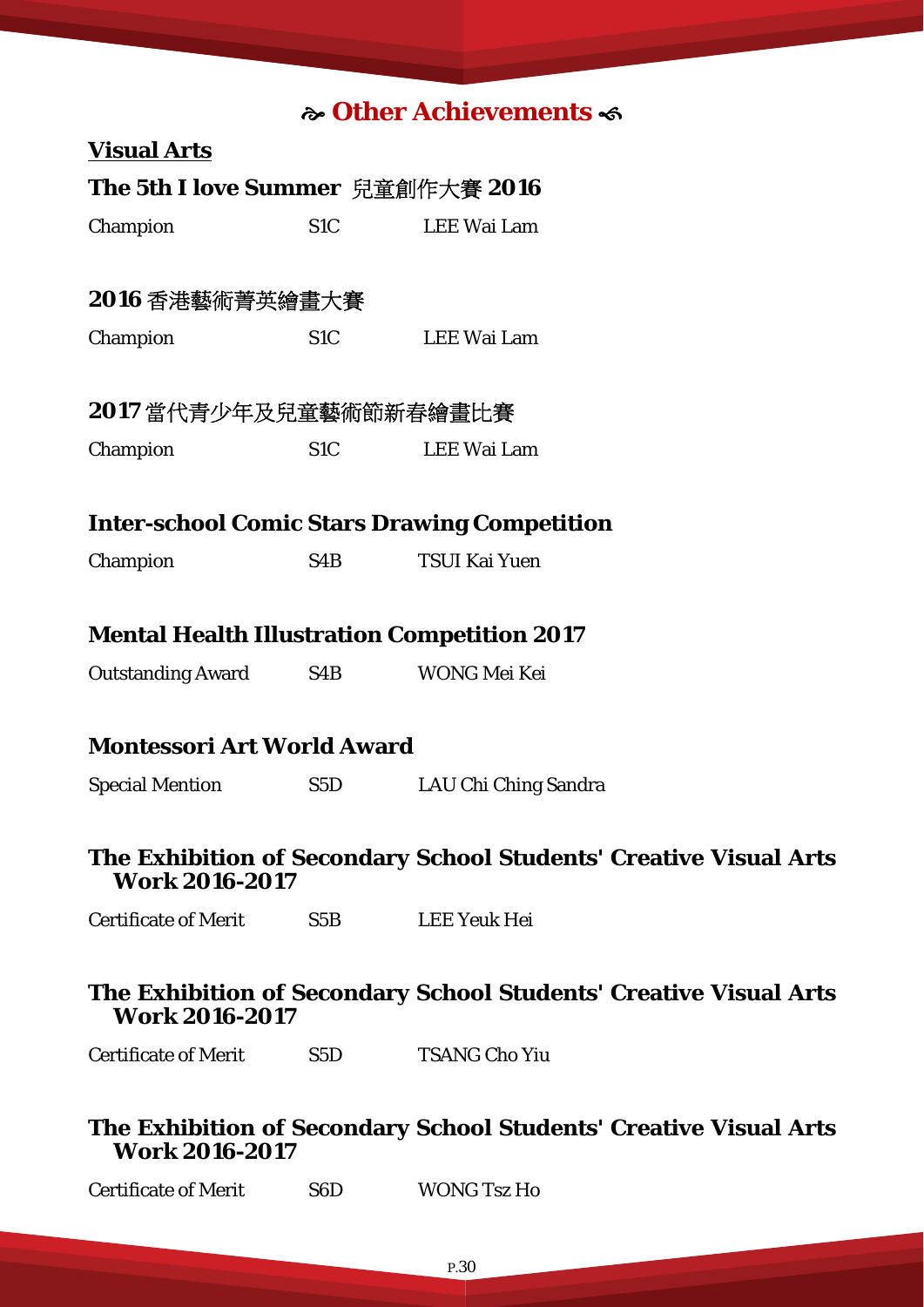# ❧ Other Achievements ☙

## Visual Arts

### The 5th I love Summer 兒童創作大賽 2016

| | | |
|---|---|---|
| Champion | S1C | LEE Wai Lam |

### 2016 香港藝術菁英繪畫大賽

| | | |
|---|---|---|
| Champion | S1C | LEE Wai Lam |

### 2017 當代青少年及兒童藝術節新春繪畫比賽

| | | |
|---|---|---|
| Champion | S1C | LEE Wai Lam |

### Inter-school Comic Stars Drawing Competition

| | | |
|---|---|---|
| Champion | S4B | TSUI Kai Yuen |

### Mental Health Illustration Competition 2017

| | | |
|---|---|---|
| Outstanding Award | S4B | WONG Mei Kei |

### Montessori Art World Award

| | | |
|---|---|---|
| Special Mention | S5D | LAU Chi Ching Sandra |

### The Exhibition of Secondary School Students' Creative Visual Arts Work 2016-2017

| | | |
|---|---|---|
| Certificate of Merit | S5B | LEE Yeuk Hei |

### The Exhibition of Secondary School Students' Creative Visual Arts Work 2016-2017

| | | |
|---|---|---|
| Certificate of Merit | S5D | TSANG Cho Yiu |

### The Exhibition of Secondary School Students' Creative Visual Arts Work 2016-2017

| | | |
|---|---|---|
| Certificate of Merit | S6D | WONG Tsz Ho |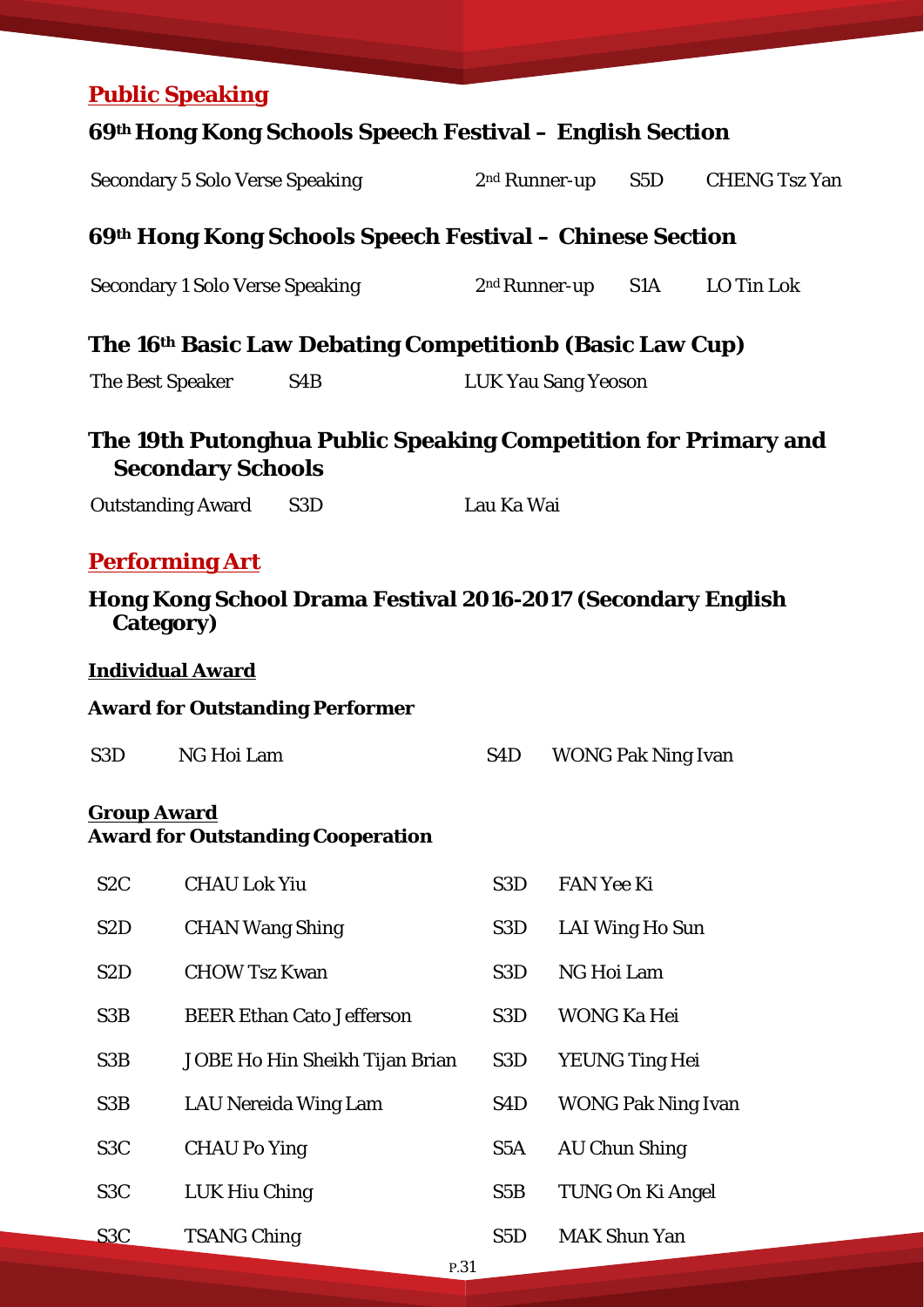## Public Speaking

### 69th Hong Kong Schools Speech Festival – English Section

| | | | |
|---|---|---|---|
| Secondary 5 Solo Verse Speaking | 2nd Runner-up | S5D | CHENG Tsz Yan |

### 69th Hong Kong Schools Speech Festival – Chinese Section

| | | | |
|---|---|---|---|
| Secondary 1 Solo Verse Speaking | 2nd Runner-up | S1A | LO Tin Lok |

### The 16th Basic Law Debating Competitionb (Basic Law Cup)

| | | |
|---|---|---|
| The Best Speaker | S4B | LUK Yau Sang Yeoson |

### The 19th Putonghua Public Speaking Competition for Primary and Secondary Schools

| | | |
|---|---|---|
| Outstanding Award | S3D | Lau Ka Wai |

## Performing Art

### Hong Kong School Drama Festival 2016-2017 (Secondary English Category)

**Individual Award**

**Award for Outstanding Performer**

| | | | |
|---|---|---|---|
| S3D | NG Hoi Lam | S4D | WONG Pak Ning Ivan |

**Group Award**

**Award for Outstanding Cooperation**

| | | | |
|---|---|---|---|
| S2C | CHAU Lok Yiu | S3D | FAN Yee Ki |
| S2D | CHAN Wang Shing | S3D | LAI Wing Ho Sun |
| S2D | CHOW Tsz Kwan | S3D | NG Hoi Lam |
| S3B | BEER Ethan Cato Jefferson | S3D | WONG Ka Hei |
| S3B | JOBE Ho Hin Sheikh Tijan Brian | S3D | YEUNG Ting Hei |
| S3B | LAU Nereida Wing Lam | S4D | WONG Pak Ning Ivan |
| S3C | CHAU Po Ying | S5A | AU Chun Shing |
| S3C | LUK Hiu Ching | S5B | TUNG On Ki Angel |
| S3C | TSANG Ching | S5D | MAK Shun Yan |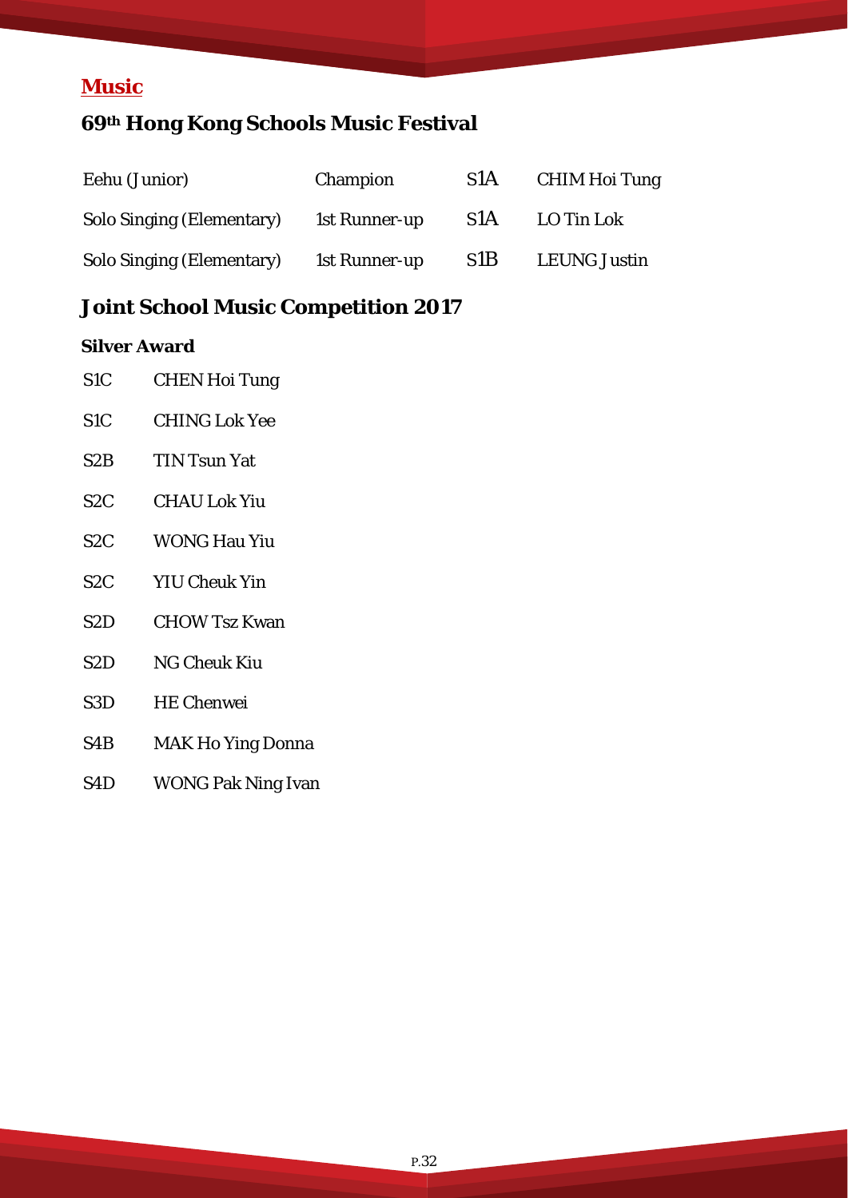## Music

### 69th Hong Kong Schools Music Festival

| | | | |
|---|---|---|---|
| Eehu (Junior) | Champion | S1A | CHIM Hoi Tung |
| Solo Singing (Elementary) | 1st Runner-up | S1A | LO Tin Lok |
| Solo Singing (Elementary) | 1st Runner-up | S1B | LEUNG Justin |

### Joint School Music Competition 2017

**Silver Award**

| | |
|---|---|
| S1C | CHEN Hoi Tung |
| S1C | CHING Lok Yee |
| S2B | TIN Tsun Yat |
| S2C | CHAU Lok Yiu |
| S2C | WONG Hau Yiu |
| S2C | YIU Cheuk Yin |
| S2D | CHOW Tsz Kwan |
| S2D | NG Cheuk Kiu |
| S3D | HE Chenwei |
| S4B | MAK Ho Ying Donna |
| S4D | WONG Pak Ning Ivan |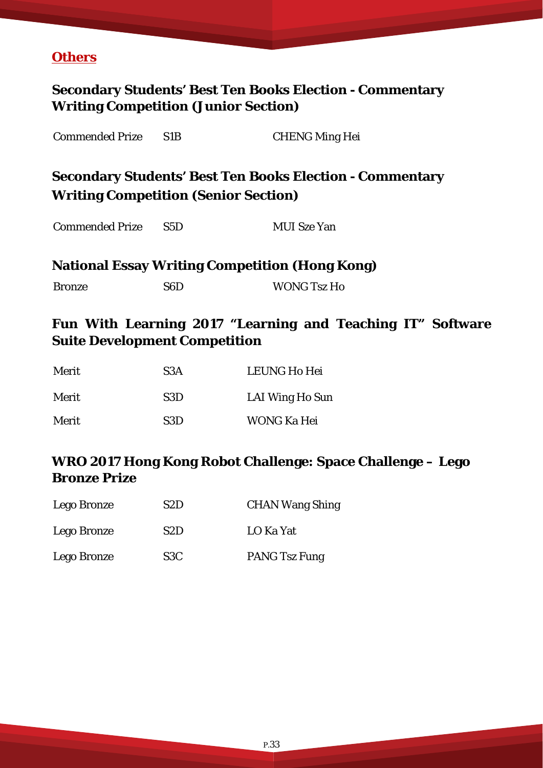## Others

### Secondary Students' Best Ten Books Election - Commentary Writing Competition (Junior Section)

| | | |
|---|---|---|
| Commended Prize | S1B | CHENG Ming Hei |

### Secondary Students' Best Ten Books Election - Commentary Writing Competition (Senior Section)

| | | |
|---|---|---|
| Commended Prize | S5D | MUI Sze Yan |

### National Essay Writing Competition (Hong Kong)

| | | |
|---|---|---|
| Bronze | S6D | WONG Tsz Ho |

### Fun With Learning 2017 "Learning and Teaching IT" Software Suite Development Competition

| | | |
|---|---|---|
| Merit | S3A | LEUNG Ho Hei |
| Merit | S3D | LAI Wing Ho Sun |
| Merit | S3D | WONG Ka Hei |

### WRO 2017 Hong Kong Robot Challenge: Space Challenge – Lego Bronze Prize

| | | |
|---|---|---|
| Lego Bronze | S2D | CHAN Wang Shing |
| Lego Bronze | S2D | LO Ka Yat |
| Lego Bronze | S3C | PANG Tsz Fung |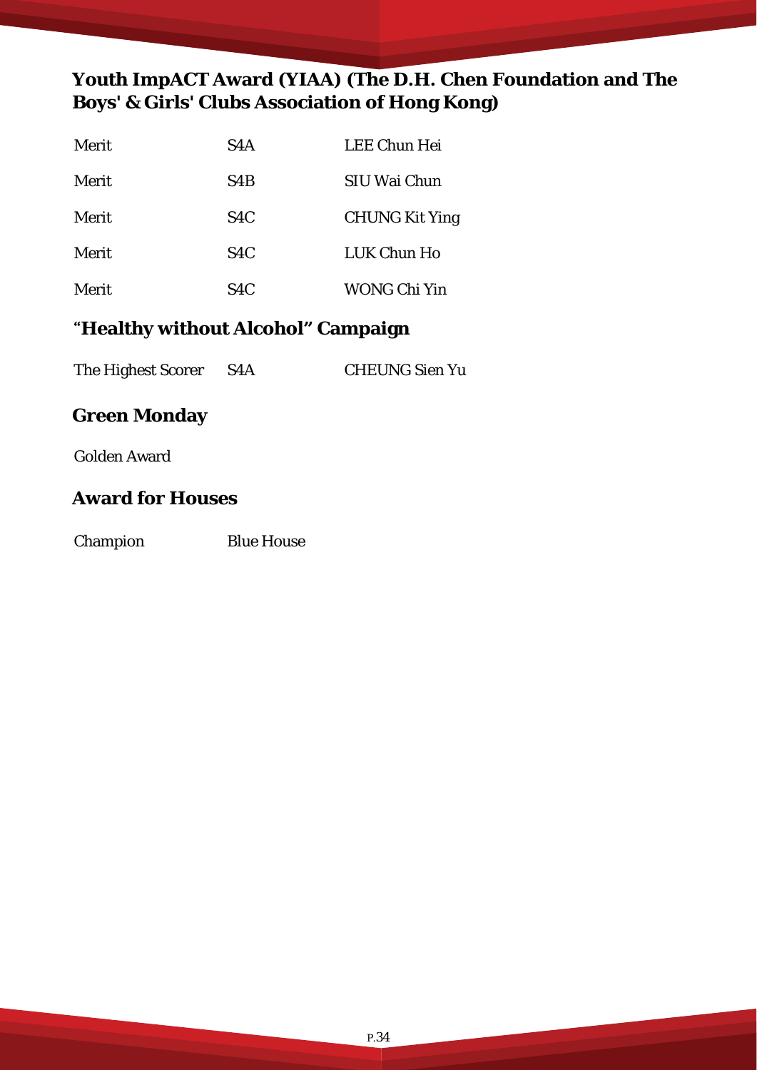## Youth ImpACT Award (YIAA) (The D.H. Chen Foundation and The Boys' & Girls' Clubs Association of Hong Kong)

| | | |
|---|---|---|
| Merit | S4A | LEE Chun Hei |
| Merit | S4B | SIU Wai Chun |
| Merit | S4C | CHUNG Kit Ying |
| Merit | S4C | LUK Chun Ho |
| Merit | S4C | WONG Chi Yin |

## "Healthy without Alcohol" Campaign

| | | |
|---|---|---|
| The Highest Scorer | S4A | CHEUNG Sien Yu |

## Green Monday

Golden Award

## Award for Houses

| | |
|---|---|
| Champion | Blue House |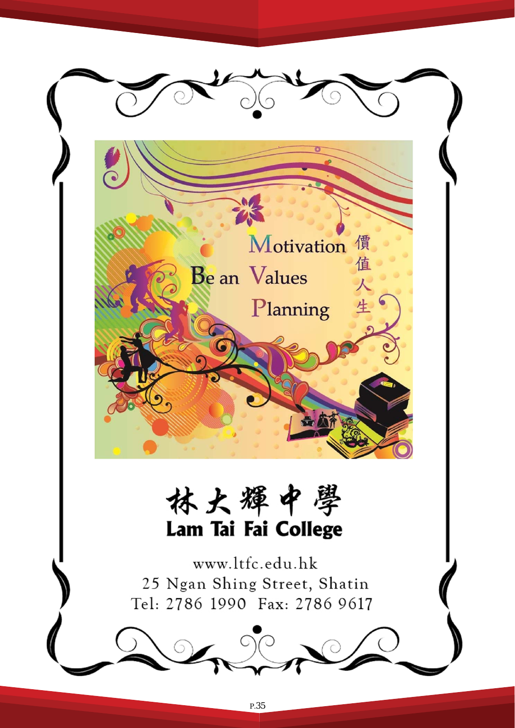Motivation 價

Be an Values 值

Planning 人生

# 林大輝中學
## Lam Tai Fai College

www.ltfc.edu.hk

25 Ngan Shing Street, Shatin

Tel: 2786 1990 Fax: 2786 9617